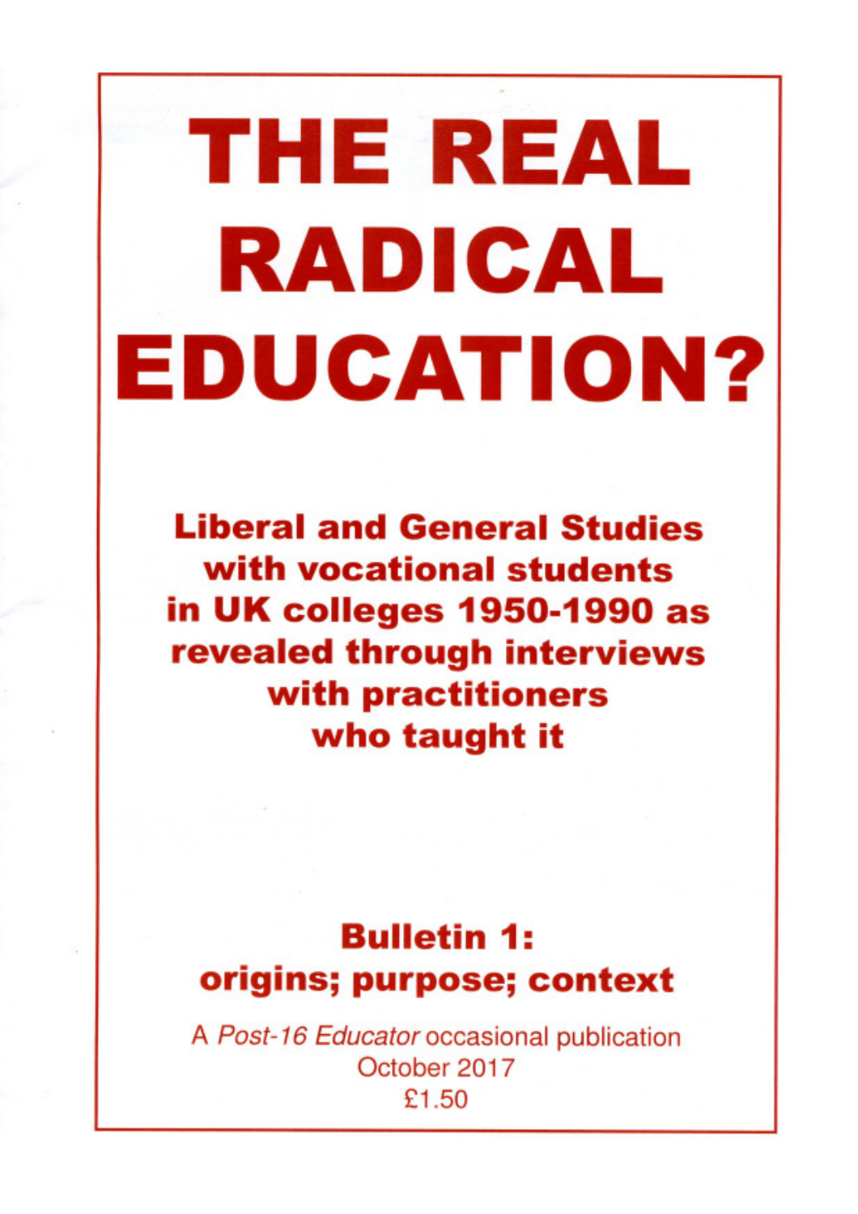# THE REAL RADICAL EDUCATION?

## Liberal and General Studies with vocational students in UK colleges 1950-1990 as revealed through interviews with practitioners who taught it

### Bulletin 1: origins; purpose; context

A *Post-16 Educator* occasional publication
October 2017
£1.50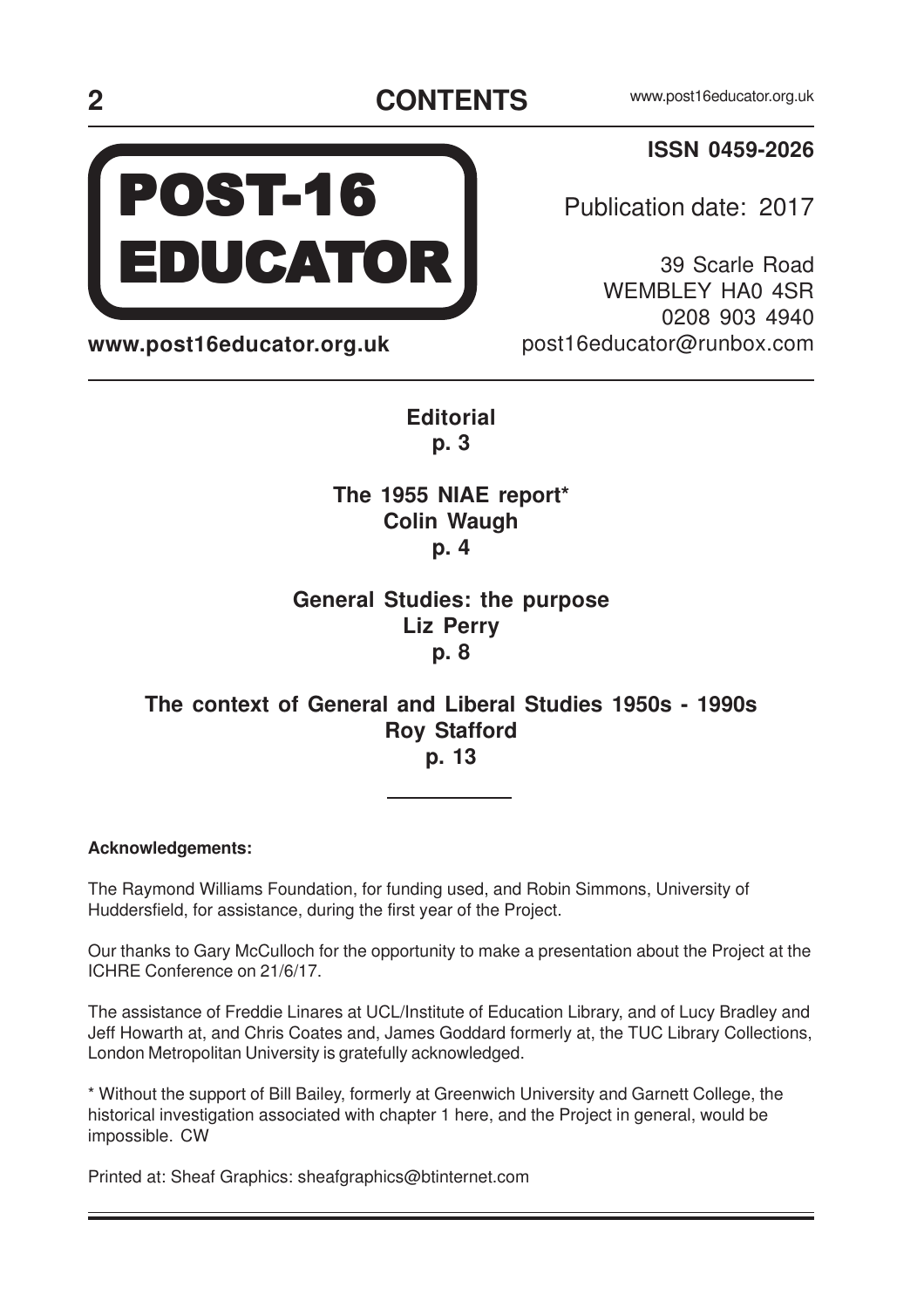# CONTENTS

**POST-16 EDUCATOR**

**www.post16educator.org.uk**

**ISSN 0459-2026**

Publication date: 2017

39 Scarle Road
WEMBLEY HA0 4SR
0208 903 4940
post16educator@runbox.com

---

**Editorial**
**p. 3**

**The 1955 NIAE report***
**Colin Waugh**
**p. 4**

**General Studies: the purpose**
**Liz Perry**
**p. 8**

**The context of General and Liberal Studies 1950s - 1990s**
**Roy Stafford**
**p. 13**

---

**Acknowledgements:**

The Raymond Williams Foundation, for funding used, and Robin Simmons, University of Huddersfield, for assistance, during the first year of the Project.

Our thanks to Gary McCulloch for the opportunity to make a presentation about the Project at the ICHRE Conference on 21/6/17.

The assistance of Freddie Linares at UCL/Institute of Education Library, and of Lucy Bradley and Jeff Howarth at, and Chris Coates and, James Goddard formerly at, the TUC Library Collections, London Metropolitan University is gratefully acknowledged.

* Without the support of Bill Bailey, formerly at Greenwich University and Garnett College, the historical investigation associated with chapter 1 here, and the Project in general, would be impossible. CW

Printed at: Sheaf Graphics: sheafgraphics@btinternet.com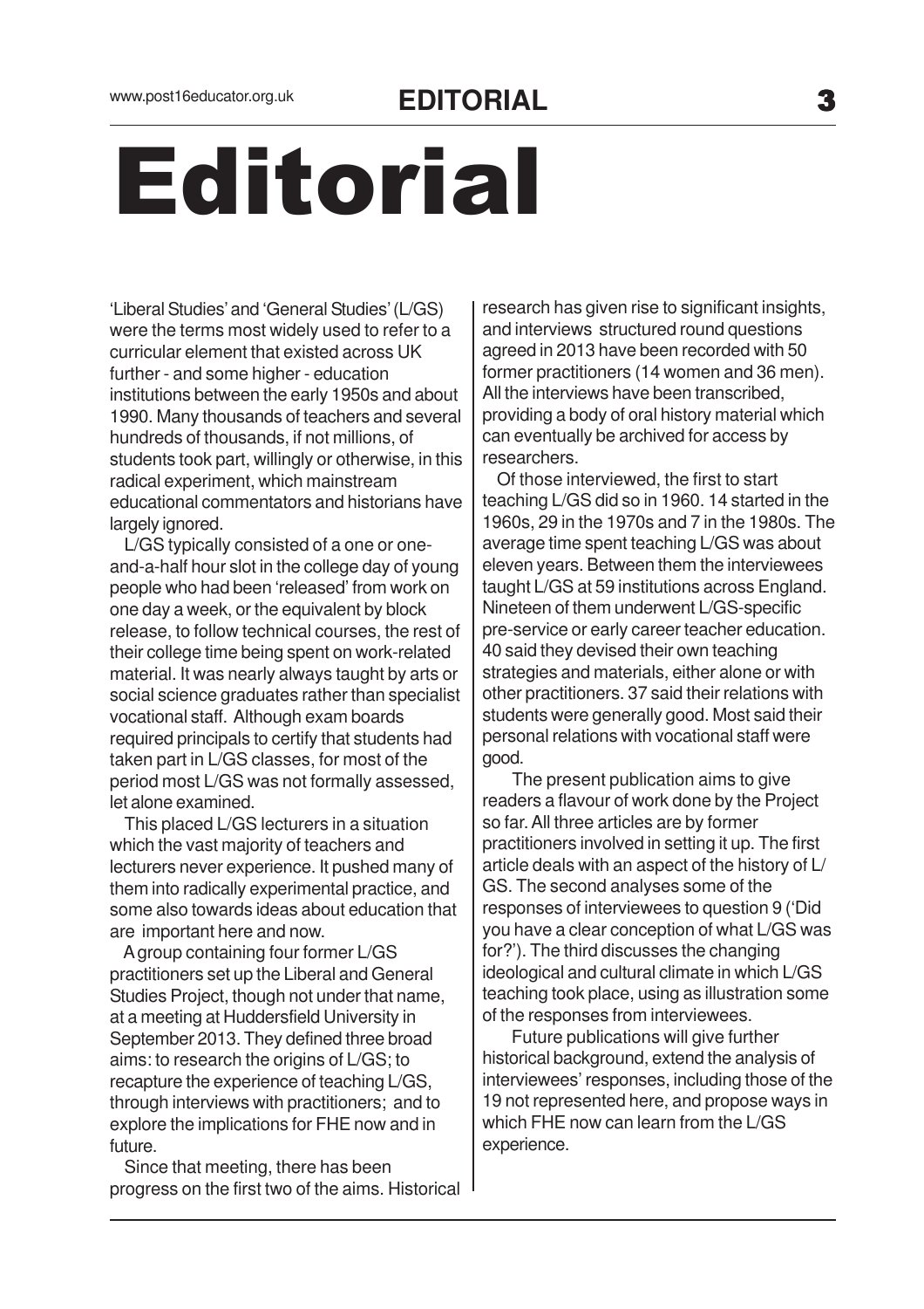# Editorial

'Liberal Studies' and 'General Studies' (L/GS) were the terms most widely used to refer to a curricular element that existed across UK further - and some higher - education institutions between the early 1950s and about 1990. Many thousands of teachers and several hundreds of thousands, if not millions, of students took part, willingly or otherwise, in this radical experiment, which mainstream educational commentators and historians have largely ignored.

L/GS typically consisted of a one or one-and-a-half hour slot in the college day of young people who had been 'released' from work on one day a week, or the equivalent by block release, to follow technical courses, the rest of their college time being spent on work-related material. It was nearly always taught by arts or social science graduates rather than specialist vocational staff. Although exam boards required principals to certify that students had taken part in L/GS classes, for most of the period most L/GS was not formally assessed, let alone examined.

This placed L/GS lecturers in a situation which the vast majority of teachers and lecturers never experience. It pushed many of them into radically experimental practice, and some also towards ideas about education that are important here and now.

A group containing four former L/GS practitioners set up the Liberal and General Studies Project, though not under that name, at a meeting at Huddersfield University in September 2013. They defined three broad aims: to research the origins of L/GS; to recapture the experience of teaching L/GS, through interviews with practitioners; and to explore the implications for FHE now and in future.

Since that meeting, there has been progress on the first two of the aims. Historical research has given rise to significant insights, and interviews structured round questions agreed in 2013 have been recorded with 50 former practitioners (14 women and 36 men). All the interviews have been transcribed, providing a body of oral history material which can eventually be archived for access by researchers.

Of those interviewed, the first to start teaching L/GS did so in 1960. 14 started in the 1960s, 29 in the 1970s and 7 in the 1980s. The average time spent teaching L/GS was about eleven years. Between them the interviewees taught L/GS at 59 institutions across England. Nineteen of them underwent L/GS-specific pre-service or early career teacher education. 40 said they devised their own teaching strategies and materials, either alone or with other practitioners. 37 said their relations with students were generally good. Most said their personal relations with vocational staff were good.

The present publication aims to give readers a flavour of work done by the Project so far. All three articles are by former practitioners involved in setting it up. The first article deals with an aspect of the history of L/GS. The second analyses some of the responses of interviewees to question 9 ('Did you have a clear conception of what L/GS was for?'). The third discusses the changing ideological and cultural climate in which L/GS teaching took place, using as illustration some of the responses from interviewees.

Future publications will give further historical background, extend the analysis of interviewees' responses, including those of the 19 not represented here, and propose ways in which FHE now can learn from the L/GS experience.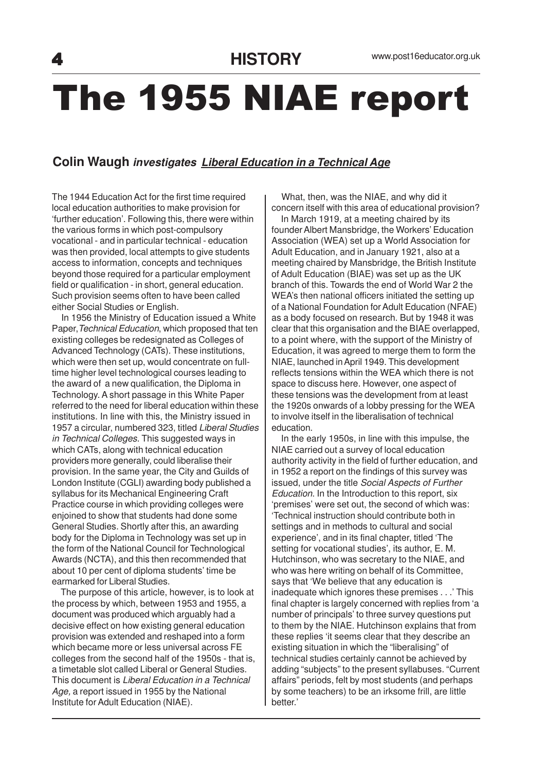# The 1955 NIAE report

**Colin Waugh** ***investigates*** ***Liberal Education in a Technical Age***

The 1944 Education Act for the first time required local education authorities to make provision for 'further education'. Following this, there were within the various forms in which post-compulsory vocational - and in particular technical - education was then provided, local attempts to give students access to information, concepts and techniques beyond those required for a particular employment field or qualification - in short, general education. Such provision seems often to have been called either Social Studies or English.

In 1956 the Ministry of Education issued a White Paper, *Technical Education*, which proposed that ten existing colleges be redesignated as Colleges of Advanced Technology (CATs). These institutions, which were then set up, would concentrate on full-time higher level technological courses leading to the award of a new qualification, the Diploma in Technology. A short passage in this White Paper referred to the need for liberal education within these institutions. In line with this, the Ministry issued in 1957 a circular, numbered 323, titled *Liberal Studies in Technical Colleges*. This suggested ways in which CATs, along with technical education providers more generally, could liberalise their provision. In the same year, the City and Guilds of London Institute (CGLI) awarding body published a syllabus for its Mechanical Engineering Craft Practice course in which providing colleges were enjoined to show that students had done some General Studies. Shortly after this, an awarding body for the Diploma in Technology was set up in the form of the National Council for Technological Awards (NCTA), and this then recommended that about 10 per cent of diploma students' time be earmarked for Liberal Studies.

The purpose of this article, however, is to look at the process by which, between 1953 and 1955, a document was produced which arguably had a decisive effect on how existing general education provision was extended and reshaped into a form which became more or less universal across FE colleges from the second half of the 1950s - that is, a timetable slot called Liberal or General Studies. This document is *Liberal Education in a Technical Age,* a report issued in 1955 by the National Institute for Adult Education (NIAE).

What, then, was the NIAE, and why did it concern itself with this area of educational provision?

In March 1919, at a meeting chaired by its founder Albert Mansbridge, the Workers' Education Association (WEA) set up a World Association for Adult Education, and in January 1921, also at a meeting chaired by Mansbridge, the British Institute of Adult Education (BIAE) was set up as the UK branch of this. Towards the end of World War 2 the WEA's then national officers initiated the setting up of a National Foundation for Adult Education (NFAE) as a body focused on research. But by 1948 it was clear that this organisation and the BIAE overlapped, to a point where, with the support of the Ministry of Education, it was agreed to merge them to form the NIAE, launched in April 1949. This development reflects tensions within the WEA which there is not space to discuss here. However, one aspect of these tensions was the development from at least the 1920s onwards of a lobby pressing for the WEA to involve itself in the liberalisation of technical education.

In the early 1950s, in line with this impulse, the NIAE carried out a survey of local education authority activity in the field of further education, and in 1952 a report on the findings of this survey was issued, under the title *Social Aspects of Further Education*. In the Introduction to this report, six 'premises' were set out, the second of which was: 'Technical instruction should contribute both in settings and in methods to cultural and social experience', and in its final chapter, titled 'The setting for vocational studies', its author, E. M. Hutchinson, who was secretary to the NIAE, and who was here writing on behalf of its Committee, says that 'We believe that any education is inadequate which ignores these premises . . .' This final chapter is largely concerned with replies from 'a number of principals' to three survey questions put to them by the NIAE. Hutchinson explains that from these replies 'it seems clear that they describe an existing situation in which the "liberalising" of technical studies certainly cannot be achieved by adding "subjects" to the present syllabuses. "Current affairs" periods, felt by most students (and perhaps by some teachers) to be an irksome frill, are little better.'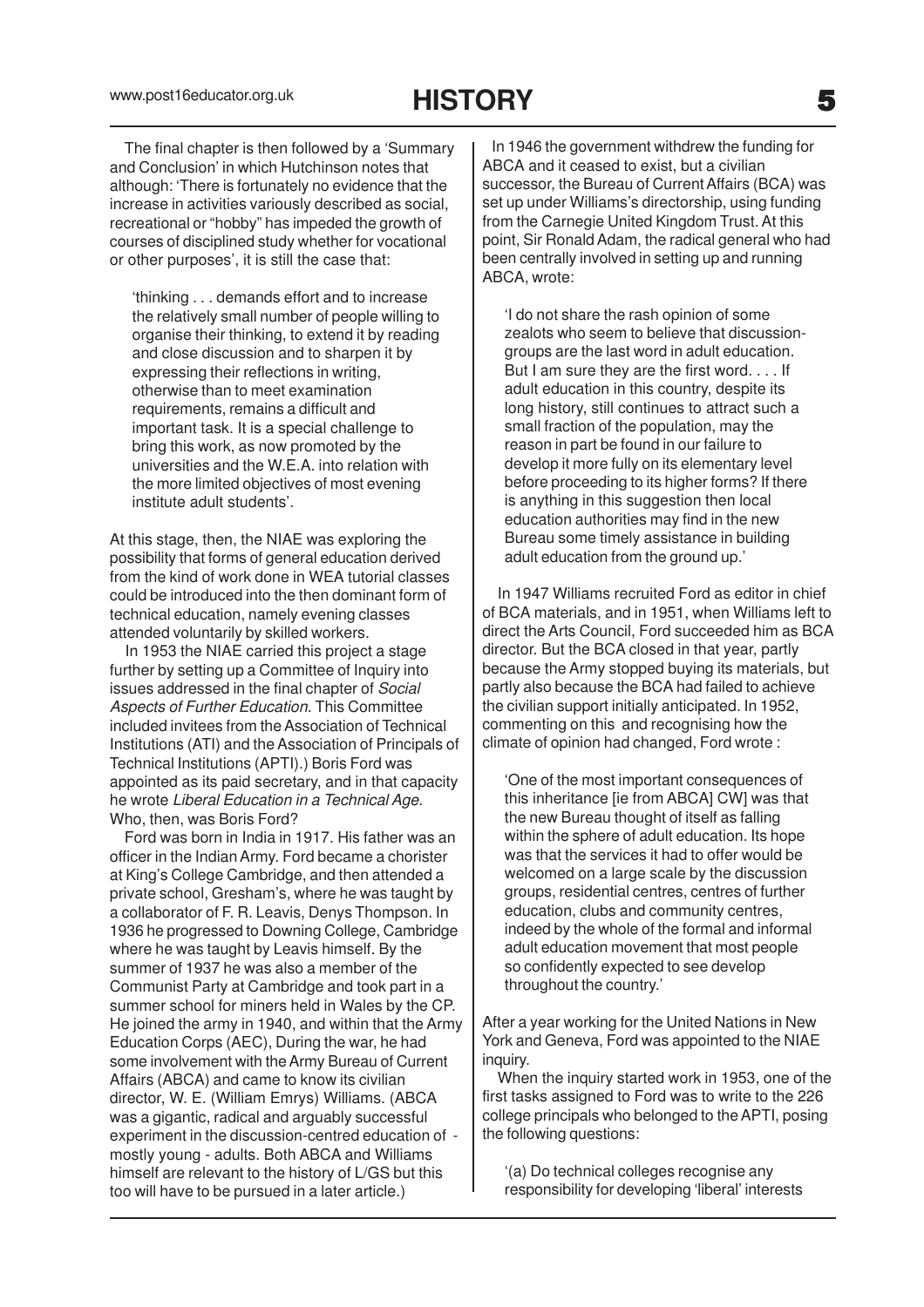The final chapter is then followed by a 'Summary and Conclusion' in which Hutchinson notes that although: 'There is fortunately no evidence that the increase in activities variously described as social, recreational or "hobby" has impeded the growth of courses of disciplined study whether for vocational or other purposes', it is still the case that:

> 'thinking . . . demands effort and to increase the relatively small number of people willing to organise their thinking, to extend it by reading and close discussion and to sharpen it by expressing their reflections in writing, otherwise than to meet examination requirements, remains a difficult and important task. It is a special challenge to bring this work, as now promoted by the universities and the W.E.A. into relation with the more limited objectives of most evening institute adult students'.

At this stage, then, the NIAE was exploring the possibility that forms of general education derived from the kind of work done in WEA tutorial classes could be introduced into the then dominant form of technical education, namely evening classes attended voluntarily by skilled workers.

In 1953 the NIAE carried this project a stage further by setting up a Committee of Inquiry into issues addressed in the final chapter of *Social Aspects of Further Education*. This Committee included invitees from the Association of Technical Institutions (ATI) and the Association of Principals of Technical Institutions (APTI).) Boris Ford was appointed as its paid secretary, and in that capacity he wrote *Liberal Education in a Technical Age*. Who, then, was Boris Ford?

Ford was born in India in 1917. His father was an officer in the Indian Army. Ford became a chorister at King's College Cambridge, and then attended a private school, Gresham's, where he was taught by a collaborator of F. R. Leavis, Denys Thompson. In 1936 he progressed to Downing College, Cambridge where he was taught by Leavis himself. By the summer of 1937 he was also a member of the Communist Party at Cambridge and took part in a summer school for miners held in Wales by the CP. He joined the army in 1940, and within that the Army Education Corps (AEC), During the war, he had some involvement with the Army Bureau of Current Affairs (ABCA) and came to know its civilian director, W. E. (William Emrys) Williams. (ABCA was a gigantic, radical and arguably successful experiment in the discussion-centred education of - mostly young - adults. Both ABCA and Williams himself are relevant to the history of L/GS but this too will have to be pursued in a later article.)

In 1946 the government withdrew the funding for ABCA and it ceased to exist, but a civilian successor, the Bureau of Current Affairs (BCA) was set up under Williams's directorship, using funding from the Carnegie United Kingdom Trust. At this point, Sir Ronald Adam, the radical general who had been centrally involved in setting up and running ABCA, wrote:

> 'I do not share the rash opinion of some zealots who seem to believe that discussion-groups are the last word in adult education. But I am sure they are the first word. . . . If adult education in this country, despite its long history, still continues to attract such a small fraction of the population, may the reason in part be found in our failure to develop it more fully on its elementary level before proceeding to its higher forms? If there is anything in this suggestion then local education authorities may find in the new Bureau some timely assistance in building adult education from the ground up.'

In 1947 Williams recruited Ford as editor in chief of BCA materials, and in 1951, when Williams left to direct the Arts Council, Ford succeeded him as BCA director. But the BCA closed in that year, partly because the Army stopped buying its materials, but partly also because the BCA had failed to achieve the civilian support initially anticipated. In 1952, commenting on this and recognising how the climate of opinion had changed, Ford wrote :

> 'One of the most important consequences of this inheritance [ie from ABCA] CW] was that the new Bureau thought of itself as falling within the sphere of adult education. Its hope was that the services it had to offer would be welcomed on a large scale by the discussion groups, residential centres, centres of further education, clubs and community centres, indeed by the whole of the formal and informal adult education movement that most people so confidently expected to see develop throughout the country.'

After a year working for the United Nations in New York and Geneva, Ford was appointed to the NIAE inquiry.

When the inquiry started work in 1953, one of the first tasks assigned to Ford was to write to the 226 college principals who belonged to the APTI, posing the following questions:

> '(a) Do technical colleges recognise any responsibility for developing 'liberal' interests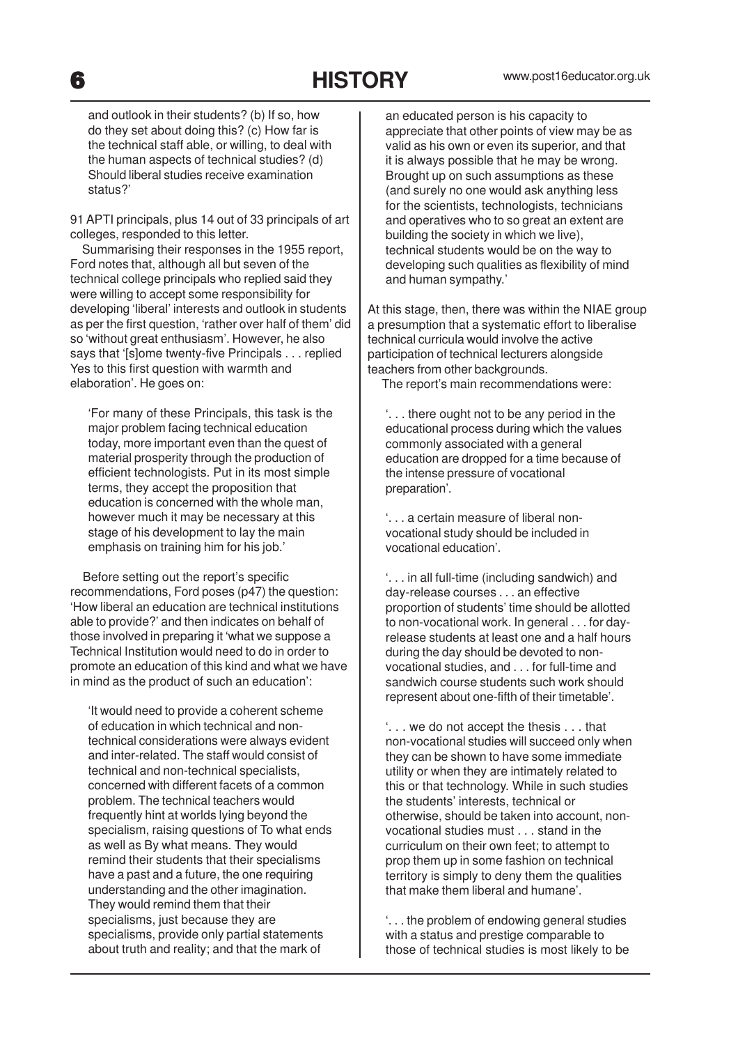and outlook in their students? (b) If so, how do they set about doing this? (c) How far is the technical staff able, or willing, to deal with the human aspects of technical studies? (d) Should liberal studies receive examination status?'

91 APTI principals, plus 14 out of 33 principals of art colleges, responded to this letter.

Summarising their responses in the 1955 report, Ford notes that, although all but seven of the technical college principals who replied said they were willing to accept some responsibility for developing 'liberal' interests and outlook in students as per the first question, 'rather over half of them' did so 'without great enthusiasm'. However, he also says that '[s]ome twenty-five Principals . . . replied Yes to this first question with warmth and elaboration'. He goes on:

> 'For many of these Principals, this task is the major problem facing technical education today, more important even than the quest of material prosperity through the production of efficient technologists. Put in its most simple terms, they accept the proposition that education is concerned with the whole man, however much it may be necessary at this stage of his development to lay the main emphasis on training him for his job.'

Before setting out the report's specific recommendations, Ford poses (p47) the question: 'How liberal an education are technical institutions able to provide?' and then indicates on behalf of those involved in preparing it 'what we suppose a Technical Institution would need to do in order to promote an education of this kind and what we have in mind as the product of such an education':

> 'It would need to provide a coherent scheme of education in which technical and non-technical considerations were always evident and inter-related. The staff would consist of technical and non-technical specialists, concerned with different facets of a common problem. The technical teachers would frequently hint at worlds lying beyond the specialism, raising questions of To what ends as well as By what means. They would remind their students that their specialisms have a past and a future, the one requiring understanding and the other imagination. They would remind them that their specialisms, just because they are specialisms, provide only partial statements about truth and reality; and that the mark of an educated person is his capacity to appreciate that other points of view may be as valid as his own or even its superior, and that it is always possible that he may be wrong. Brought up on such assumptions as these (and surely no one would ask anything less for the scientists, technologists, technicians and operatives who to so great an extent are building the society in which we live), technical students would be on the way to developing such qualities as flexibility of mind and human sympathy.'

At this stage, then, there was within the NIAE group a presumption that a systematic effort to liberalise technical curricula would involve the active participation of technical lecturers alongside teachers from other backgrounds.

The report's main recommendations were:

> '. . . there ought not to be any period in the educational process during which the values commonly associated with a general education are dropped for a time because of the intense pressure of vocational preparation'.

> '. . . a certain measure of liberal non-vocational study should be included in vocational education'.

> '. . . in all full-time (including sandwich) and day-release courses . . . an effective proportion of students' time should be allotted to non-vocational work. In general . . . for day-release students at least one and a half hours during the day should be devoted to non-vocational studies, and . . . for full-time and sandwich course students such work should represent about one-fifth of their timetable'.

> '. . . we do not accept the thesis . . . that non-vocational studies will succeed only when they can be shown to have some immediate utility or when they are intimately related to this or that technology. While in such studies the students' interests, technical or otherwise, should be taken into account, non-vocational studies must . . . stand in the curriculum on their own feet; to attempt to prop them up in some fashion on technical territory is simply to deny them the qualities that make them liberal and humane'.

> '. . . the problem of endowing general studies with a status and prestige comparable to those of technical studies is most likely to be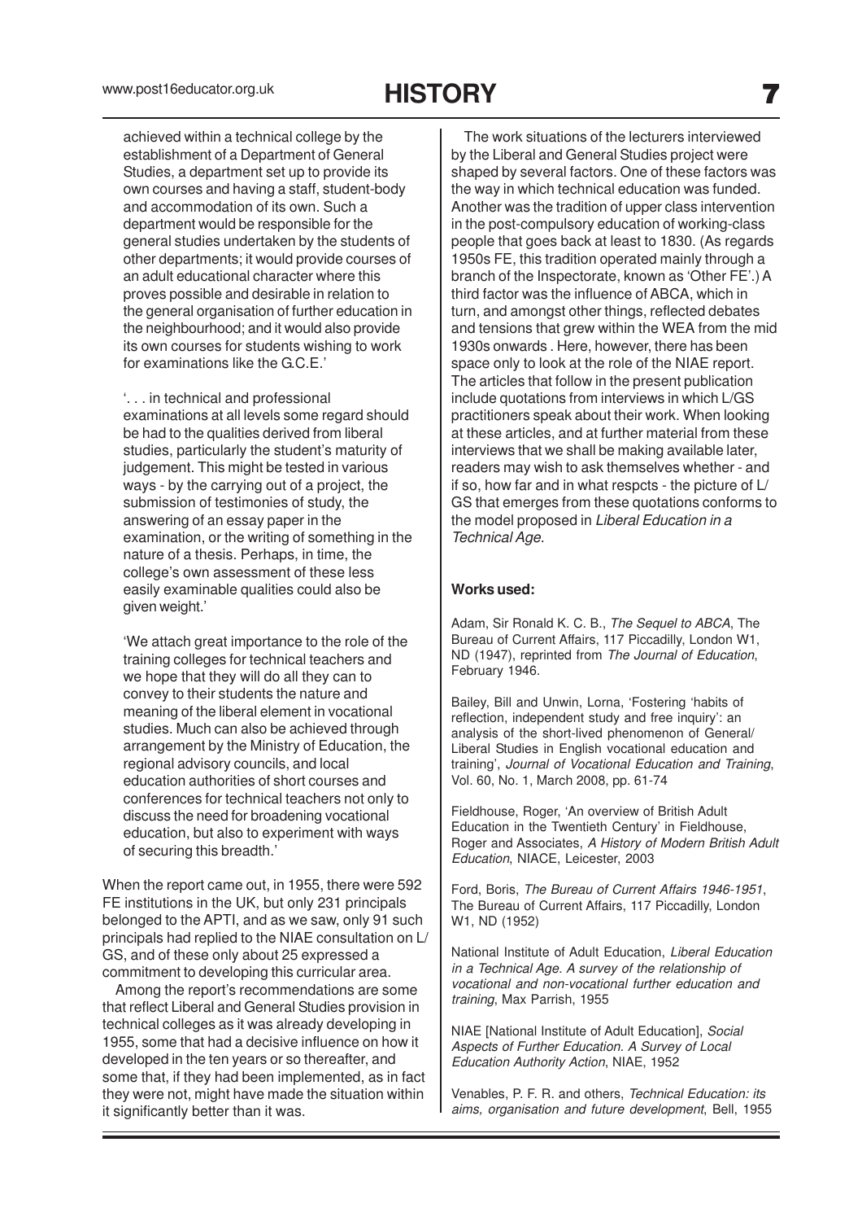achieved within a technical college by the establishment of a Department of General Studies, a department set up to provide its own courses and having a staff, student-body and accommodation of its own. Such a department would be responsible for the general studies undertaken by the students of other departments; it would provide courses of an adult educational character where this proves possible and desirable in relation to the general organisation of further education in the neighbourhood; and it would also provide its own courses for students wishing to work for examinations like the G.C.E.'

'. . . in technical and professional examinations at all levels some regard should be had to the qualities derived from liberal studies, particularly the student's maturity of judgement. This might be tested in various ways - by the carrying out of a project, the submission of testimonies of study, the answering of an essay paper in the examination, or the writing of something in the nature of a thesis. Perhaps, in time, the college's own assessment of these less easily examinable qualities could also be given weight.'

'We attach great importance to the role of the training colleges for technical teachers and we hope that they will do all they can to convey to their students the nature and meaning of the liberal element in vocational studies. Much can also be achieved through arrangement by the Ministry of Education, the regional advisory councils, and local education authorities of short courses and conferences for technical teachers not only to discuss the need for broadening vocational education, but also to experiment with ways of securing this breadth.'

When the report came out, in 1955, there were 592 FE institutions in the UK, but only 231 principals belonged to the APTI, and as we saw, only 91 such principals had replied to the NIAE consultation on L/GS, and of these only about 25 expressed a commitment to developing this curricular area.

Among the report's recommendations are some that reflect Liberal and General Studies provision in technical colleges as it was already developing in 1955, some that had a decisive influence on how it developed in the ten years or so thereafter, and some that, if they had been implemented, as in fact they were not, might have made the situation within it significantly better than it was.

The work situations of the lecturers interviewed by the Liberal and General Studies project were shaped by several factors. One of these factors was the way in which technical education was funded. Another was the tradition of upper class intervention in the post-compulsory education of working-class people that goes back at least to 1830. (As regards 1950s FE, this tradition operated mainly through a branch of the Inspectorate, known as 'Other FE'.) A third factor was the influence of ABCA, which in turn, and amongst other things, reflected debates and tensions that grew within the WEA from the mid 1930s onwards . Here, however, there has been space only to look at the role of the NIAE report. The articles that follow in the present publication include quotations from interviews in which L/GS practitioners speak about their work. When looking at these articles, and at further material from these interviews that we shall be making available later, readers may wish to ask themselves whether - and if so, how far and in what respcts - the picture of L/GS that emerges from these quotations conforms to the model proposed in *Liberal Education in a Technical Age*.

**Works used:**

Adam, Sir Ronald K. C. B., *The Sequel to ABCA*, The Bureau of Current Affairs, 117 Piccadilly, London W1, ND (1947), reprinted from *The Journal of Education*, February 1946.

Bailey, Bill and Unwin, Lorna, 'Fostering 'habits of reflection, independent study and free inquiry': an analysis of the short-lived phenomenon of General/Liberal Studies in English vocational education and training', *Journal of Vocational Education and Training*, Vol. 60, No. 1, March 2008, pp. 61-74

Fieldhouse, Roger, 'An overview of British Adult Education in the Twentieth Century' in Fieldhouse, Roger and Associates, *A History of Modern British Adult Education*, NIACE, Leicester, 2003

Ford, Boris, *The Bureau of Current Affairs 1946-1951*, The Bureau of Current Affairs, 117 Piccadilly, London W1, ND (1952)

National Institute of Adult Education, *Liberal Education in a Technical Age. A survey of the relationship of vocational and non-vocational further education and training*, Max Parrish, 1955

NIAE [National Institute of Adult Education], *Social Aspects of Further Education. A Survey of Local Education Authority Action*, NIAE, 1952

Venables, P. F. R. and others, *Technical Education: its aims, organisation and future development*, Bell, 1955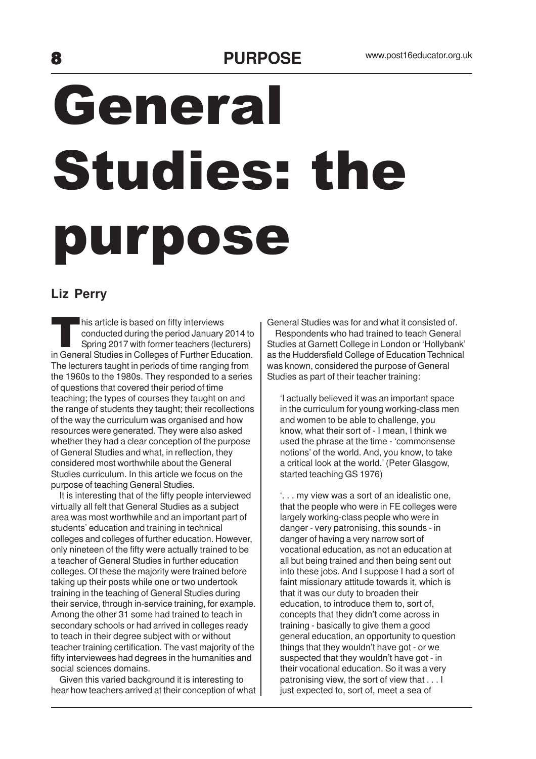# General Studies: the purpose

**Liz Perry**

This article is based on fifty interviews conducted during the period January 2014 to Spring 2017 with former teachers (lecturers) in General Studies in Colleges of Further Education. The lecturers taught in periods of time ranging from the 1960s to the 1980s. They responded to a series of questions that covered their period of time teaching; the types of courses they taught on and the range of students they taught; their recollections of the way the curriculum was organised and how resources were generated. They were also asked whether they had a clear conception of the purpose of General Studies and what, in reflection, they considered most worthwhile about the General Studies curriculum. In this article we focus on the purpose of teaching General Studies.

It is interesting that of the fifty people interviewed virtually all felt that General Studies as a subject area was most worthwhile and an important part of students' education and training in technical colleges and colleges of further education. However, only nineteen of the fifty were actually trained to be a teacher of General Studies in further education colleges. Of these the majority were trained before taking up their posts while one or two undertook training in the teaching of General Studies during their service, through in-service training, for example. Among the other 31 some had trained to teach in secondary schools or had arrived in colleges ready to teach in their degree subject with or without teacher training certification. The vast majority of the fifty interviewees had degrees in the humanities and social sciences domains.

Given this varied background it is interesting to hear how teachers arrived at their conception of what General Studies was for and what it consisted of.

Respondents who had trained to teach General Studies at Garnett College in London or 'Hollybank' as the Huddersfield College of Education Technical was known, considered the purpose of General Studies as part of their teacher training:

> 'I actually believed it was an important space in the curriculum for young working-class men and women to be able to challenge, you know, what their sort of - I mean, I think we used the phrase at the time - 'commonsense notions' of the world. And, you know, to take a critical look at the world.' (Peter Glasgow, started teaching GS 1976)

> '. . . my view was a sort of an idealistic one, that the people who were in FE colleges were largely working-class people who were in danger - very patronising, this sounds - in danger of having a very narrow sort of vocational education, as not an education at all but being trained and then being sent out into these jobs. And I suppose I had a sort of faint missionary attitude towards it, which is that it was our duty to broaden their education, to introduce them to, sort of, concepts that they didn't come across in training - basically to give them a good general education, an opportunity to question things that they wouldn't have got - or we suspected that they wouldn't have got - in their vocational education. So it was a very patronising view, the sort of view that . . . I just expected to, sort of, meet a sea of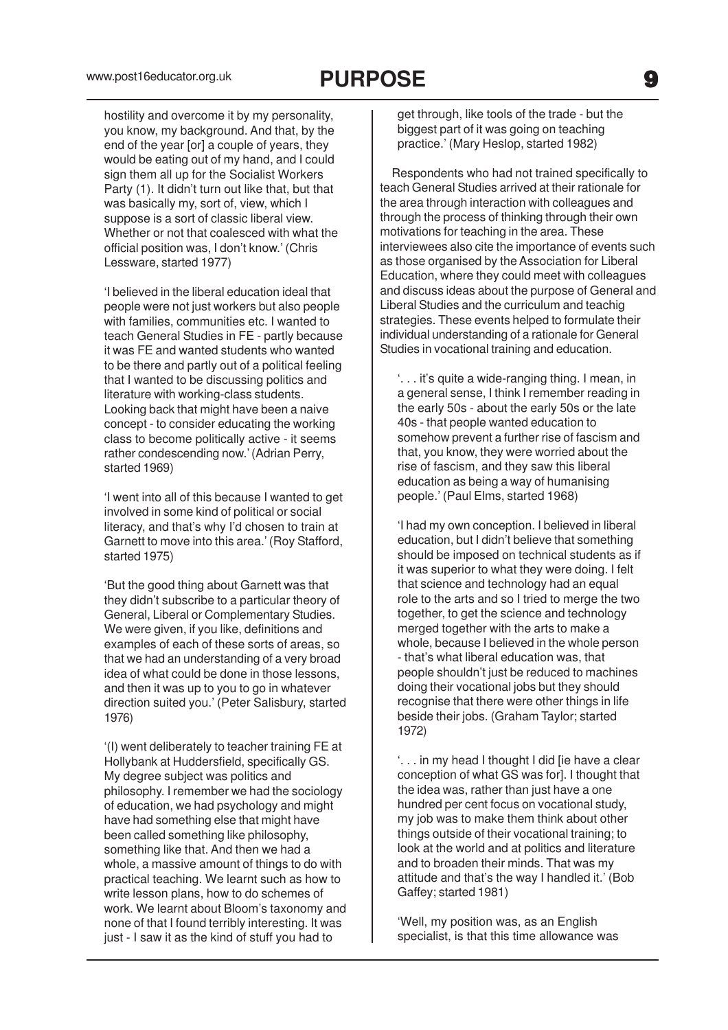hostility and overcome it by my personality, you know, my background. And that, by the end of the year [or] a couple of years, they would be eating out of my hand, and I could sign them all up for the Socialist Workers Party (1). It didn't turn out like that, but that was basically my, sort of, view, which I suppose is a sort of classic liberal view. Whether or not that coalesced with what the official position was, I don't know.' (Chris Lessware, started 1977)

'I believed in the liberal education ideal that people were not just workers but also people with families, communities etc. I wanted to teach General Studies in FE - partly because it was FE and wanted students who wanted to be there and partly out of a political feeling that I wanted to be discussing politics and literature with working-class students. Looking back that might have been a naive concept - to consider educating the working class to become politically active - it seems rather condescending now.' (Adrian Perry, started 1969)

'I went into all of this because I wanted to get involved in some kind of political or social literacy, and that's why I'd chosen to train at Garnett to move into this area.' (Roy Stafford, started 1975)

'But the good thing about Garnett was that they didn't subscribe to a particular theory of General, Liberal or Complementary Studies. We were given, if you like, definitions and examples of each of these sorts of areas, so that we had an understanding of a very broad idea of what could be done in those lessons, and then it was up to you to go in whatever direction suited you.' (Peter Salisbury, started 1976)

'(I) went deliberately to teacher training FE at Hollybank at Huddersfield, specifically GS. My degree subject was politics and philosophy. I remember we had the sociology of education, we had psychology and might have had something else that might have been called something like philosophy, something like that. And then we had a whole, a massive amount of things to do with practical teaching. We learnt such as how to write lesson plans, how to do schemes of work. We learnt about Bloom's taxonomy and none of that I found terribly interesting. It was just - I saw it as the kind of stuff you had to get through, like tools of the trade - but the biggest part of it was going on teaching practice.' (Mary Heslop, started 1982)

Respondents who had not trained specifically to teach General Studies arrived at their rationale for the area through interaction with colleagues and through the process of thinking through their own motivations for teaching in the area. These interviewees also cite the importance of events such as those organised by the Association for Liberal Education, where they could meet with colleagues and discuss ideas about the purpose of General and Liberal Studies and the curriculum and teachig strategies. These events helped to formulate their individual understanding of a rationale for General Studies in vocational training and education.

'. . . it's quite a wide-ranging thing. I mean, in a general sense, I think I remember reading in the early 50s - about the early 50s or the late 40s - that people wanted education to somehow prevent a further rise of fascism and that, you know, they were worried about the rise of fascism, and they saw this liberal education as being a way of humanising people.' (Paul Elms, started 1968)

'I had my own conception. I believed in liberal education, but I didn't believe that something should be imposed on technical students as if it was superior to what they were doing. I felt that science and technology had an equal role to the arts and so I tried to merge the two together, to get the science and technology merged together with the arts to make a whole, because I believed in the whole person - that's what liberal education was, that people shouldn't just be reduced to machines doing their vocational jobs but they should recognise that there were other things in life beside their jobs. (Graham Taylor; started 1972)

'. . . in my head I thought I did [ie have a clear conception of what GS was for]. I thought that the idea was, rather than just have a one hundred per cent focus on vocational study, my job was to make them think about other things outside of their vocational training; to look at the world and at politics and literature and to broaden their minds. That was my attitude and that's the way I handled it.' (Bob Gaffey; started 1981)

'Well, my position was, as an English specialist, is that this time allowance was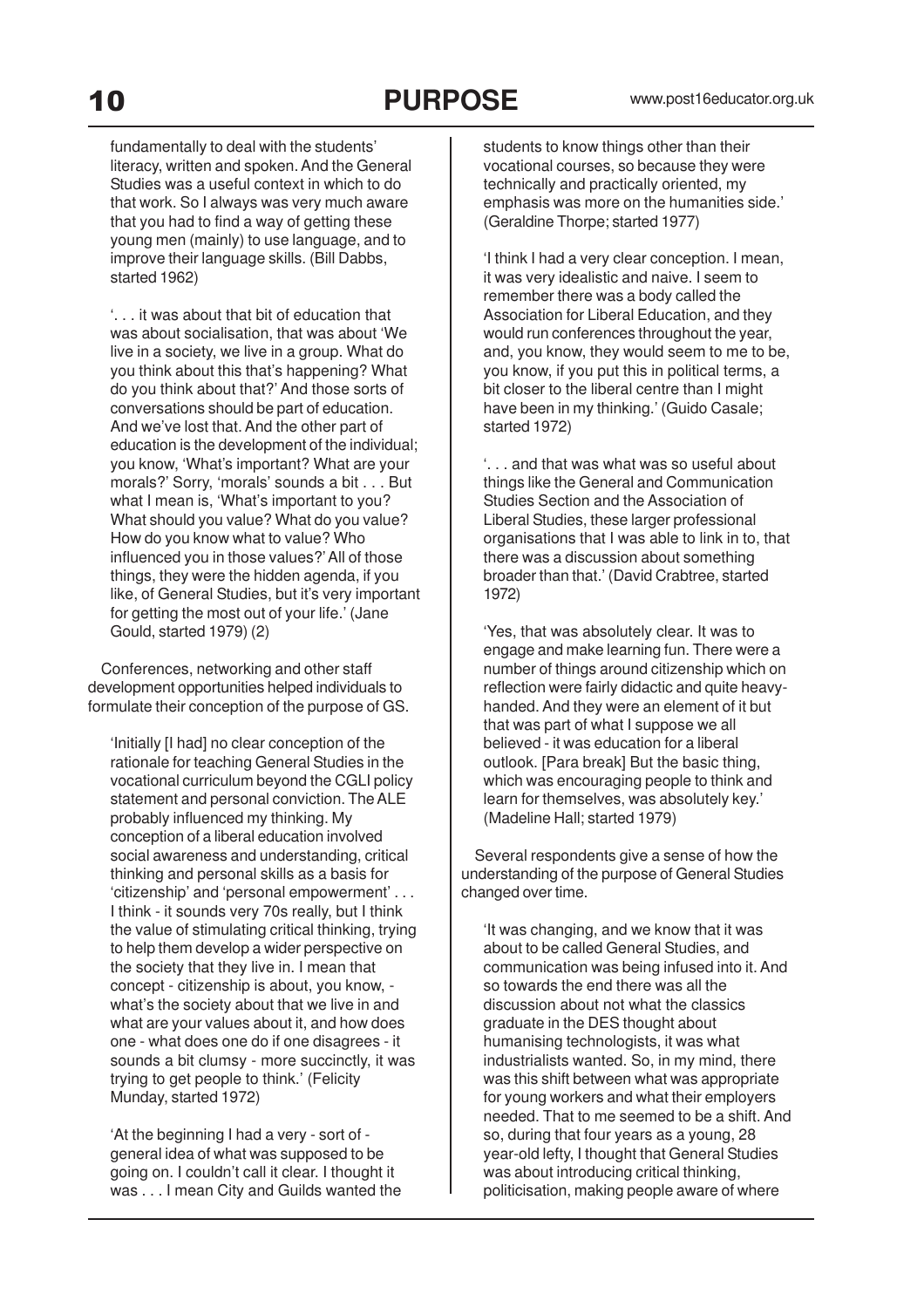fundamentally to deal with the students' literacy, written and spoken. And the General Studies was a useful context in which to do that work. So I always was very much aware that you had to find a way of getting these young men (mainly) to use language, and to improve their language skills. (Bill Dabbs, started 1962)

'. . . it was about that bit of education that was about socialisation, that was about 'We live in a society, we live in a group. What do you think about this that's happening? What do you think about that?' And those sorts of conversations should be part of education. And we've lost that. And the other part of education is the development of the individual; you know, 'What's important? What are your morals?' Sorry, 'morals' sounds a bit . . . But what I mean is, 'What's important to you? What should you value? What do you value? How do you know what to value? Who influenced you in those values?' All of those things, they were the hidden agenda, if you like, of General Studies, but it's very important for getting the most out of your life.' (Jane Gould, started 1979) (2)

Conferences, networking and other staff development opportunities helped individuals to formulate their conception of the purpose of GS.

'Initially [I had] no clear conception of the rationale for teaching General Studies in the vocational curriculum beyond the CGLI policy statement and personal conviction. The ALE probably influenced my thinking. My conception of a liberal education involved social awareness and understanding, critical thinking and personal skills as a basis for 'citizenship' and 'personal empowerment' . . . I think - it sounds very 70s really, but I think the value of stimulating critical thinking, trying to help them develop a wider perspective on the society that they live in. I mean that concept - citizenship is about, you know, - what's the society about that we live in and what are your values about it, and how does one - what does one do if one disagrees - it sounds a bit clumsy - more succinctly, it was trying to get people to think.' (Felicity Munday, started 1972)

'At the beginning I had a very - sort of - general idea of what was supposed to be going on. I couldn't call it clear. I thought it was . . . I mean City and Guilds wanted the students to know things other than their vocational courses, so because they were technically and practically oriented, my emphasis was more on the humanities side.' (Geraldine Thorpe; started 1977)

'I think I had a very clear conception. I mean, it was very idealistic and naive. I seem to remember there was a body called the Association for Liberal Education, and they would run conferences throughout the year, and, you know, they would seem to me to be, you know, if you put this in political terms, a bit closer to the liberal centre than I might have been in my thinking.' (Guido Casale; started 1972)

'. . . and that was what was so useful about things like the General and Communication Studies Section and the Association of Liberal Studies, these larger professional organisations that I was able to link in to, that there was a discussion about something broader than that.' (David Crabtree, started 1972)

'Yes, that was absolutely clear. It was to engage and make learning fun. There were a number of things around citizenship which on reflection were fairly didactic and quite heavy-handed. And they were an element of it but that was part of what I suppose we all believed - it was education for a liberal outlook. [Para break] But the basic thing, which was encouraging people to think and learn for themselves, was absolutely key.' (Madeline Hall; started 1979)

Several respondents give a sense of how the understanding of the purpose of General Studies changed over time.

'It was changing, and we know that it was about to be called General Studies, and communication was being infused into it. And so towards the end there was all the discussion about not what the classics graduate in the DES thought about humanising technologists, it was what industrialists wanted. So, in my mind, there was this shift between what was appropriate for young workers and what their employers needed. That to me seemed to be a shift. And so, during that four years as a young, 28 year-old lefty, I thought that General Studies was about introducing critical thinking, politicisation, making people aware of where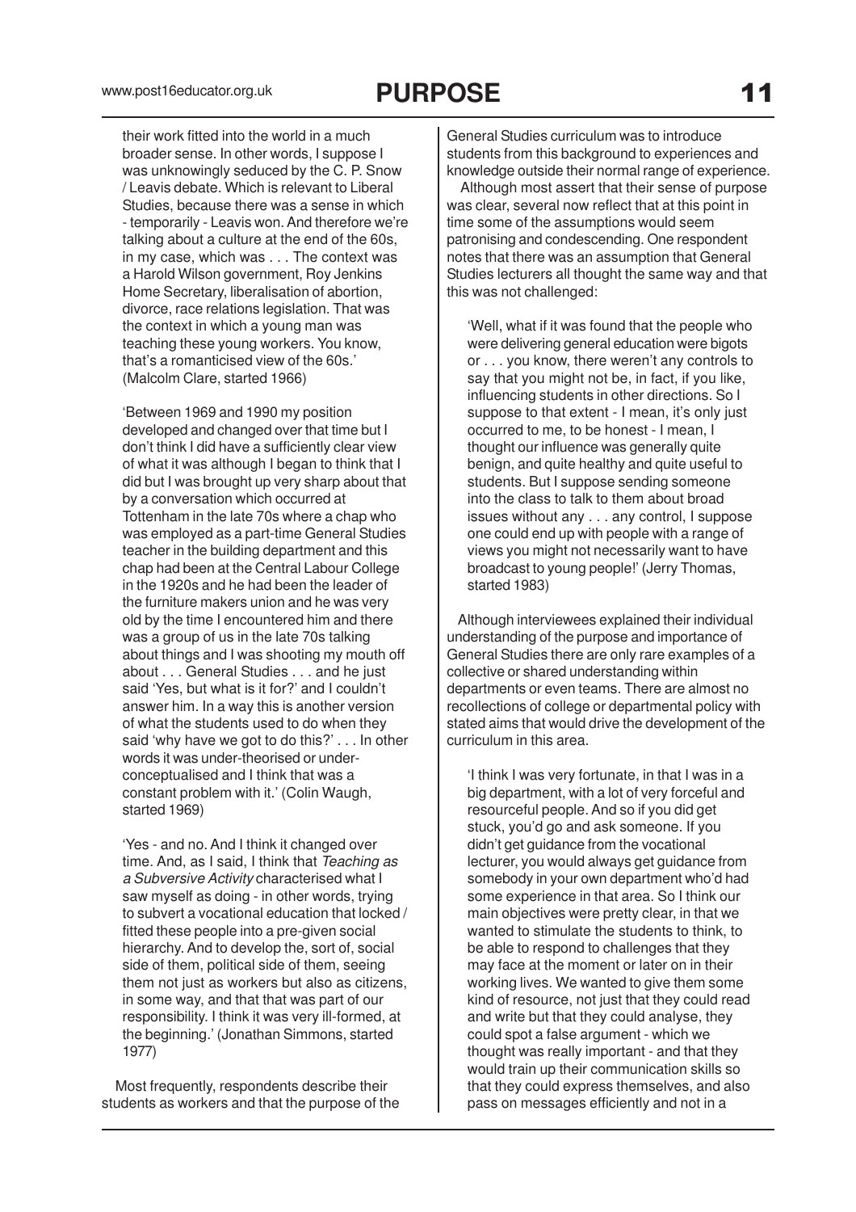their work fitted into the world in a much broader sense. In other words, I suppose I was unknowingly seduced by the C. P. Snow / Leavis debate. Which is relevant to Liberal Studies, because there was a sense in which - temporarily - Leavis won. And therefore we're talking about a culture at the end of the 60s, in my case, which was . . . The context was a Harold Wilson government, Roy Jenkins Home Secretary, liberalisation of abortion, divorce, race relations legislation. That was the context in which a young man was teaching these young workers. You know, that's a romanticised view of the 60s.' (Malcolm Clare, started 1966)

'Between 1969 and 1990 my position developed and changed over that time but I don't think I did have a sufficiently clear view of what it was although I began to think that I did but I was brought up very sharp about that by a conversation which occurred at Tottenham in the late 70s where a chap who was employed as a part-time General Studies teacher in the building department and this chap had been at the Central Labour College in the 1920s and he had been the leader of the furniture makers union and he was very old by the time I encountered him and there was a group of us in the late 70s talking about things and I was shooting my mouth off about . . . General Studies . . . and he just said 'Yes, but what is it for?' and I couldn't answer him. In a way this is another version of what the students used to do when they said 'why have we got to do this?' . . . In other words it was under-theorised or under-conceptualised and I think that was a constant problem with it.' (Colin Waugh, started 1969)

'Yes - and no. And I think it changed over time. And, as I said, I think that *Teaching as a Subversive Activity* characterised what I saw myself as doing - in other words, trying to subvert a vocational education that locked / fitted these people into a pre-given social hierarchy. And to develop the, sort of, social side of them, political side of them, seeing them not just as workers but also as citizens, in some way, and that that was part of our responsibility. I think it was very ill-formed, at the beginning.' (Jonathan Simmons, started 1977)

Most frequently, respondents describe their students as workers and that the purpose of the General Studies curriculum was to introduce students from this background to experiences and knowledge outside their normal range of experience.

Although most assert that their sense of purpose was clear, several now reflect that at this point in time some of the assumptions would seem patronising and condescending. One respondent notes that there was an assumption that General Studies lecturers all thought the same way and that this was not challenged:

'Well, what if it was found that the people who were delivering general education were bigots or . . . you know, there weren't any controls to say that you might not be, in fact, if you like, influencing students in other directions. So I suppose to that extent - I mean, it's only just occurred to me, to be honest - I mean, I thought our influence was generally quite benign, and quite healthy and quite useful to students. But I suppose sending someone into the class to talk to them about broad issues without any . . . any control, I suppose one could end up with people with a range of views you might not necessarily want to have broadcast to young people!' (Jerry Thomas, started 1983)

Although interviewees explained their individual understanding of the purpose and importance of General Studies there are only rare examples of a collective or shared understanding within departments or even teams. There are almost no recollections of college or departmental policy with stated aims that would drive the development of the curriculum in this area.

'I think I was very fortunate, in that I was in a big department, with a lot of very forceful and resourceful people. And so if you did get stuck, you'd go and ask someone. If you didn't get guidance from the vocational lecturer, you would always get guidance from somebody in your own department who'd had some experience in that area. So I think our main objectives were pretty clear, in that we wanted to stimulate the students to think, to be able to respond to challenges that they may face at the moment or later on in their working lives. We wanted to give them some kind of resource, not just that they could read and write but that they could analyse, they could spot a false argument - which we thought was really important - and that they would train up their communication skills so that they could express themselves, and also pass on messages efficiently and not in a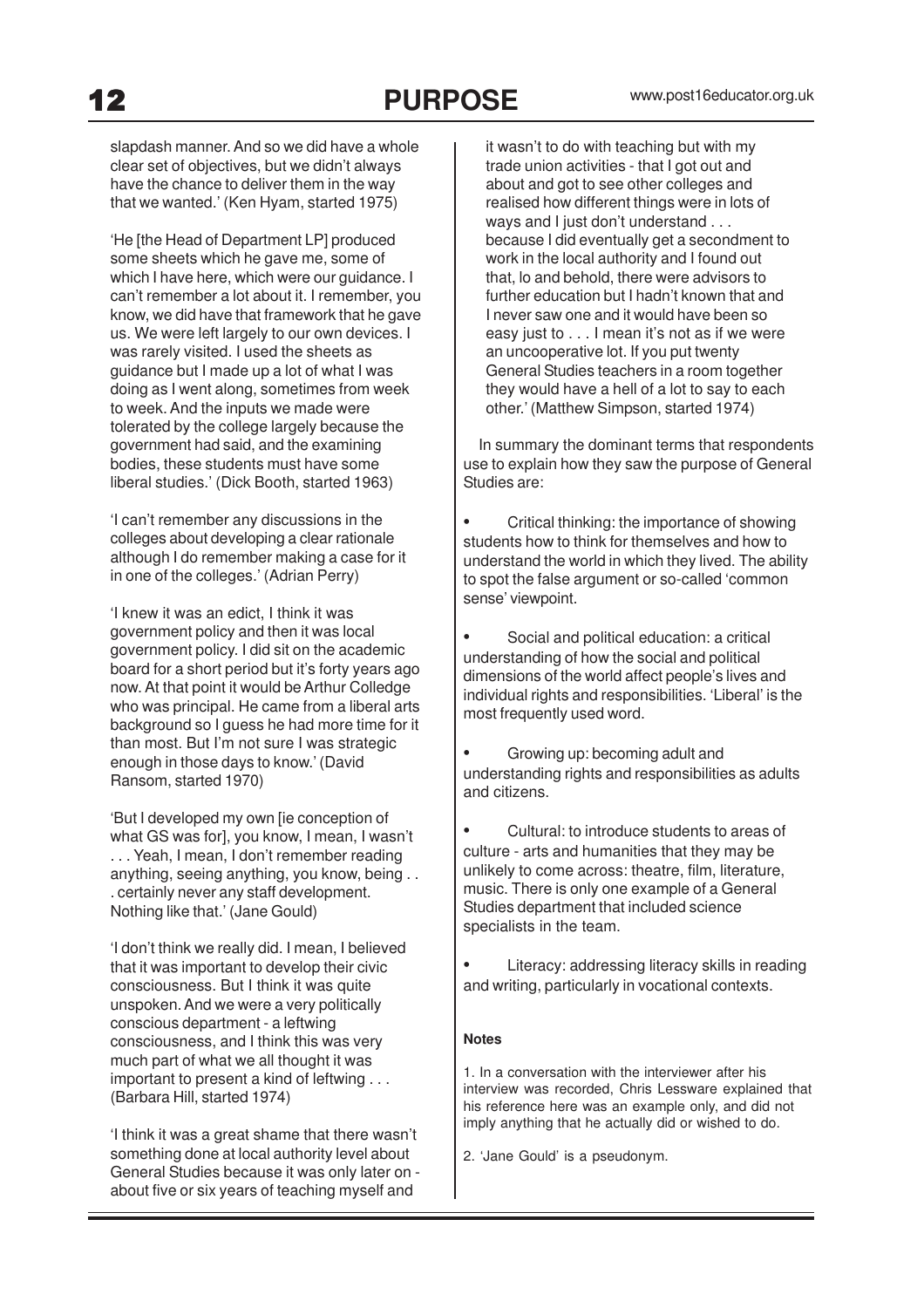slapdash manner. And so we did have a whole clear set of objectives, but we didn't always have the chance to deliver them in the way that we wanted.' (Ken Hyam, started 1975)

'He [the Head of Department LP] produced some sheets which he gave me, some of which I have here, which were our guidance. I can't remember a lot about it. I remember, you know, we did have that framework that he gave us. We were left largely to our own devices. I was rarely visited. I used the sheets as guidance but I made up a lot of what I was doing as I went along, sometimes from week to week. And the inputs we made were tolerated by the college largely because the government had said, and the examining bodies, these students must have some liberal studies.' (Dick Booth, started 1963)

'I can't remember any discussions in the colleges about developing a clear rationale although I do remember making a case for it in one of the colleges.' (Adrian Perry)

'I knew it was an edict, I think it was government policy and then it was local government policy. I did sit on the academic board for a short period but it's forty years ago now. At that point it would be Arthur Colledge who was principal. He came from a liberal arts background so I guess he had more time for it than most. But I'm not sure I was strategic enough in those days to know.' (David Ransom, started 1970)

'But I developed my own [ie conception of what GS was for], you know, I mean, I wasn't . . . Yeah, I mean, I don't remember reading anything, seeing anything, you know, being . . . certainly never any staff development. Nothing like that.' (Jane Gould)

'I don't think we really did. I mean, I believed that it was important to develop their civic consciousness. But I think it was quite unspoken. And we were a very politically conscious department - a leftwing consciousness, and I think this was very much part of what we all thought it was important to present a kind of leftwing . . . (Barbara Hill, started 1974)

'I think it was a great shame that there wasn't something done at local authority level about General Studies because it was only later on - about five or six years of teaching myself and it wasn't to do with teaching but with my trade union activities - that I got out and about and got to see other colleges and realised how different things were in lots of ways and I just don't understand . . . because I did eventually get a secondment to work in the local authority and I found out that, lo and behold, there were advisors to further education but I hadn't known that and I never saw one and it would have been so easy just to . . . I mean it's not as if we were an uncooperative lot. If you put twenty General Studies teachers in a room together they would have a hell of a lot to say to each other.' (Matthew Simpson, started 1974)

In summary the dominant terms that respondents use to explain how they saw the purpose of General Studies are:

- Critical thinking: the importance of showing students how to think for themselves and how to understand the world in which they lived. The ability to spot the false argument or so-called 'common sense' viewpoint.
- Social and political education: a critical understanding of how the social and political dimensions of the world affect people's lives and individual rights and responsibilities. 'Liberal' is the most frequently used word.
- Growing up: becoming adult and understanding rights and responsibilities as adults and citizens.
- Cultural: to introduce students to areas of culture - arts and humanities that they may be unlikely to come across: theatre, film, literature, music. There is only one example of a General Studies department that included science specialists in the team.
- Literacy: addressing literacy skills in reading and writing, particularly in vocational contexts.

**Notes**

1. In a conversation with the interviewer after his interview was recorded, Chris Lessware explained that his reference here was an example only, and did not imply anything that he actually did or wished to do.

2. 'Jane Gould' is a pseudonym.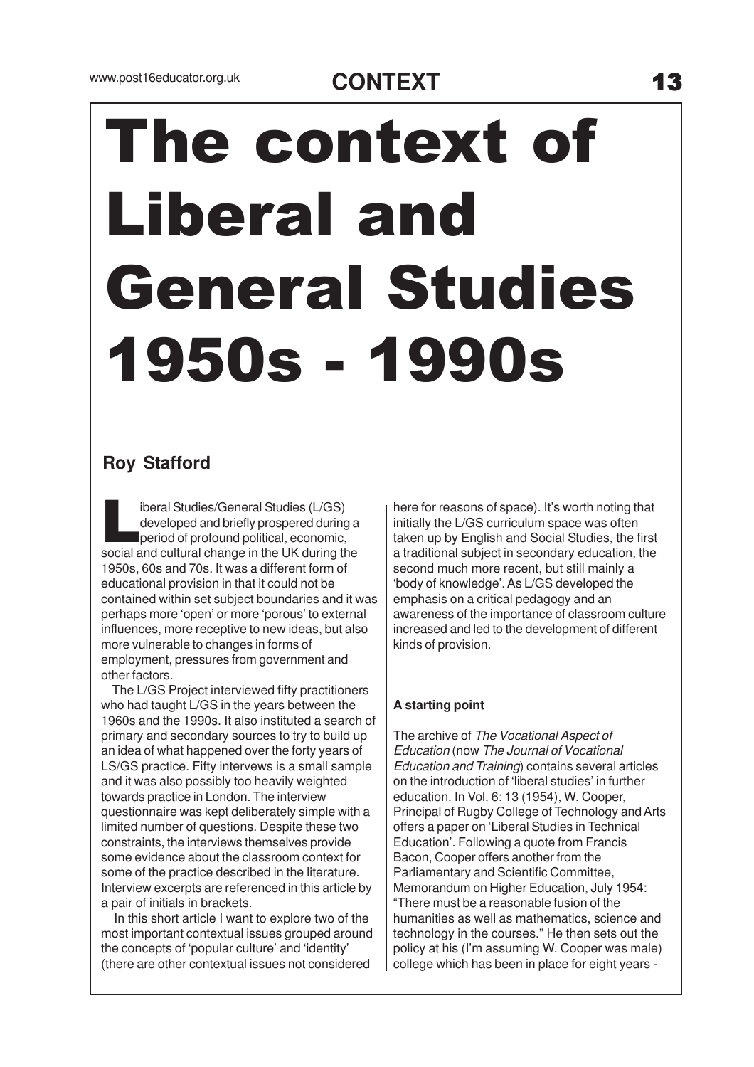# The context of Liberal and General Studies 1950s - 1990s

**Roy Stafford**

Liberal Studies/General Studies (L/GS) developed and briefly prospered during a period of profound political, economic, social and cultural change in the UK during the 1950s, 60s and 70s. It was a different form of educational provision in that it could not be contained within set subject boundaries and it was perhaps more 'open' or more 'porous' to external influences, more receptive to new ideas, but also more vulnerable to changes in forms of employment, pressures from government and other factors.

The L/GS Project interviewed fifty practitioners who had taught L/GS in the years between the 1960s and the 1990s. It also instituted a search of primary and secondary sources to try to build up an idea of what happened over the forty years of LS/GS practice. Fifty intervews is a small sample and it was also possibly too heavily weighted towards practice in London. The interview questionnaire was kept deliberately simple with a limited number of questions. Despite these two constraints, the interviews themselves provide some evidence about the classroom context for some of the practice described in the literature. Interview excerpts are referenced in this article by a pair of initials in brackets.

In this short article I want to explore two of the most important contextual issues grouped around the concepts of 'popular culture' and 'identity' (there are other contextual issues not considered here for reasons of space). It's worth noting that initially the L/GS curriculum space was often taken up by English and Social Studies, the first a traditional subject in secondary education, the second much more recent, but still mainly a 'body of knowledge'. As L/GS developed the emphasis on a critical pedagogy and an awareness of the importance of classroom culture increased and led to the development of different kinds of provision.

### A starting point

The archive of *The Vocational Aspect of Education* (now *The Journal of Vocational Education and Training*) contains several articles on the introduction of 'liberal studies' in further education. In Vol. 6: 13 (1954), W. Cooper, Principal of Rugby College of Technology and Arts offers a paper on 'Liberal Studies in Technical Education'. Following a quote from Francis Bacon, Cooper offers another from the Parliamentary and Scientific Committee, Memorandum on Higher Education, July 1954: "There must be a reasonable fusion of the humanities as well as mathematics, science and technology in the courses." He then sets out the policy at his (I'm assuming W. Cooper was male) college which has been in place for eight years -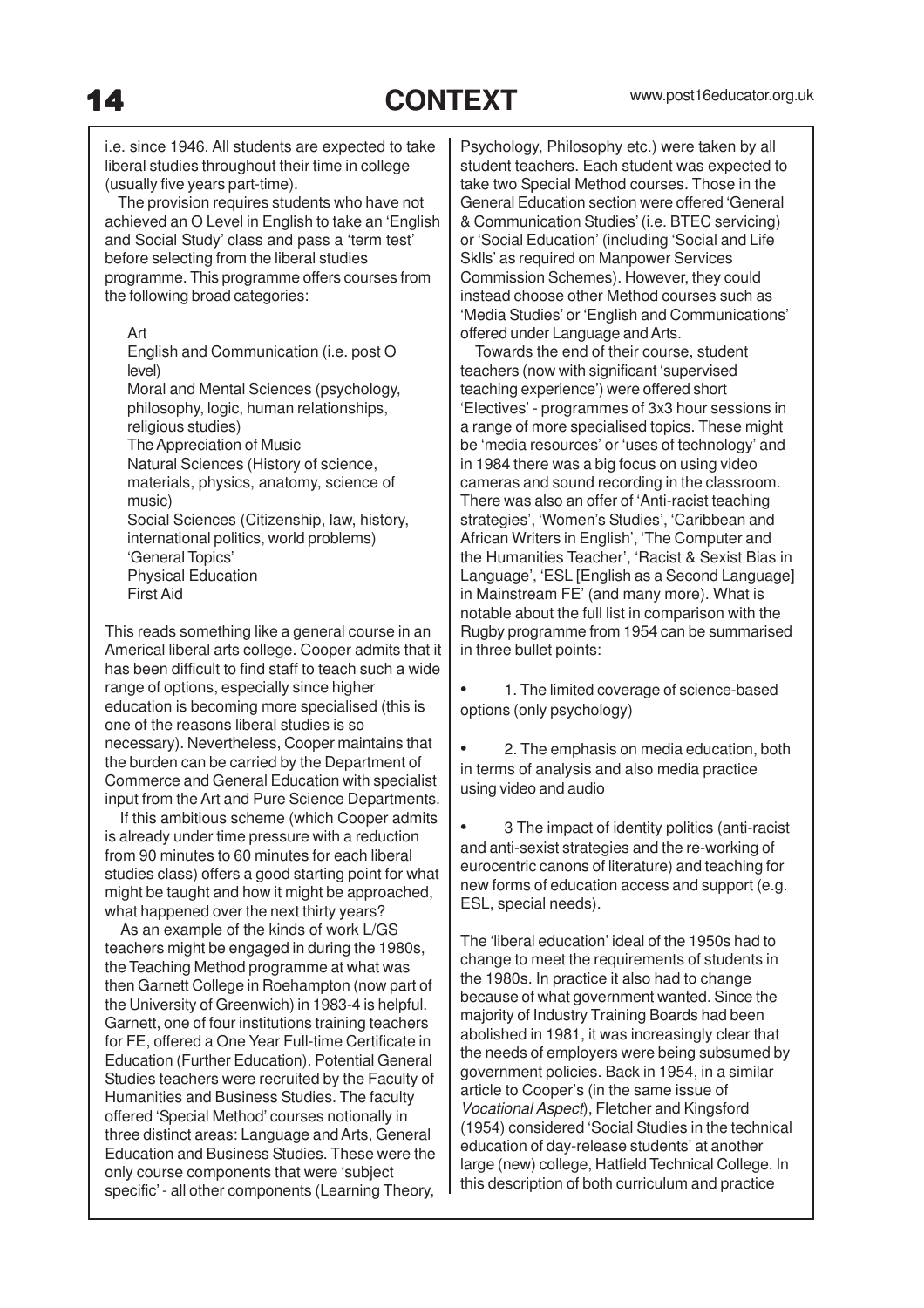i.e. since 1946. All students are expected to take liberal studies throughout their time in college (usually five years part-time).

The provision requires students who have not achieved an O Level in English to take an 'English and Social Study' class and pass a 'term test' before selecting from the liberal studies programme. This programme offers courses from the following broad categories:

- Art
- English and Communication (i.e. post O level)
- Moral and Mental Sciences (psychology, philosophy, logic, human relationships, religious studies)
- The Appreciation of Music
- Natural Sciences (History of science, materials, physics, anatomy, science of music)
- Social Sciences (Citizenship, law, history, international politics, world problems)
- 'General Topics'
- Physical Education
- First Aid

This reads something like a general course in an Americal liberal arts college. Cooper admits that it has been difficult to find staff to teach such a wide range of options, especially since higher education is becoming more specialised (this is one of the reasons liberal studies is so necessary). Nevertheless, Cooper maintains that the burden can be carried by the Department of Commerce and General Education with specialist input from the Art and Pure Science Departments.

If this ambitious scheme (which Cooper admits is already under time pressure with a reduction from 90 minutes to 60 minutes for each liberal studies class) offers a good starting point for what might be taught and how it might be approached, what happened over the next thirty years?

As an example of the kinds of work L/GS teachers might be engaged in during the 1980s, the Teaching Method programme at what was then Garnett College in Roehampton (now part of the University of Greenwich) in 1983-4 is helpful. Garnett, one of four institutions training teachers for FE, offered a One Year Full-time Certificate in Education (Further Education). Potential General Studies teachers were recruited by the Faculty of Humanities and Business Studies. The faculty offered 'Special Method' courses notionally in three distinct areas: Language and Arts, General Education and Business Studies. These were the only course components that were 'subject specific' - all other components (Learning Theory, Psychology, Philosophy etc.) were taken by all student teachers. Each student was expected to take two Special Method courses. Those in the General Education section were offered 'General & Communication Studies' (i.e. BTEC servicing) or 'Social Education' (including 'Social and Life Sklls' as required on Manpower Services Commission Schemes). However, they could instead choose other Method courses such as 'Media Studies' or 'English and Communications' offered under Language and Arts.

Towards the end of their course, student teachers (now with significant 'supervised teaching experience') were offered short 'Electives' - programmes of 3x3 hour sessions in a range of more specialised topics. These might be 'media resources' or 'uses of technology' and in 1984 there was a big focus on using video cameras and sound recording in the classroom. There was also an offer of 'Anti-racist teaching strategies', 'Women's Studies', 'Caribbean and African Writers in English', 'The Computer and the Humanities Teacher', 'Racist & Sexist Bias in Language', 'ESL [English as a Second Language] in Mainstream FE' (and many more). What is notable about the full list in comparison with the Rugby programme from 1954 can be summarised in three bullet points:

- 1. The limited coverage of science-based options (only psychology)
- 2. The emphasis on media education, both in terms of analysis and also media practice using video and audio
- 3 The impact of identity politics (anti-racist and anti-sexist strategies and the re-working of eurocentric canons of literature) and teaching for new forms of education access and support (e.g. ESL, special needs).

The 'liberal education' ideal of the 1950s had to change to meet the requirements of students in the 1980s. In practice it also had to change because of what government wanted. Since the majority of Industry Training Boards had been abolished in 1981, it was increasingly clear that the needs of employers were being subsumed by government policies. Back in 1954, in a similar article to Cooper's (in the same issue of *Vocational Aspect*), Fletcher and Kingsford (1954) considered 'Social Studies in the technical education of day-release students' at another large (new) college, Hatfield Technical College. In this description of both curriculum and practice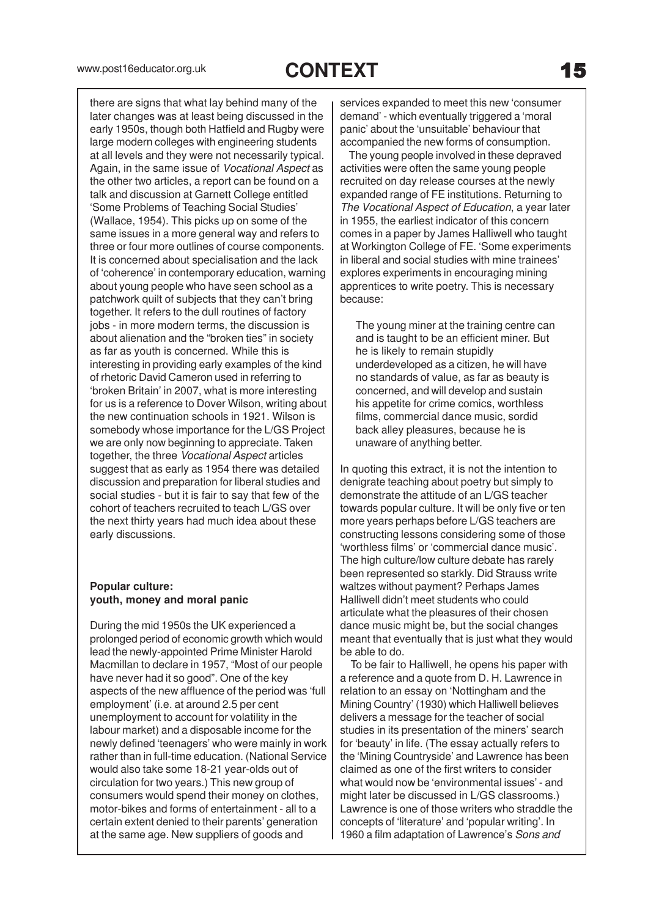there are signs that what lay behind many of the later changes was at least being discussed in the early 1950s, though both Hatfield and Rugby were large modern colleges with engineering students at all levels and they were not necessarily typical. Again, in the same issue of *Vocational Aspect* as the other two articles, a report can be found on a talk and discussion at Garnett College entitled 'Some Problems of Teaching Social Studies' (Wallace, 1954). This picks up on some of the same issues in a more general way and refers to three or four more outlines of course components. It is concerned about specialisation and the lack of 'coherence' in contemporary education, warning about young people who have seen school as a patchwork quilt of subjects that they can't bring together. It refers to the dull routines of factory jobs - in more modern terms, the discussion is about alienation and the "broken ties" in society as far as youth is concerned. While this is interesting in providing early examples of the kind of rhetoric David Cameron used in referring to 'broken Britain' in 2007, what is more interesting for us is a reference to Dover Wilson, writing about the new continuation schools in 1921. Wilson is somebody whose importance for the L/GS Project we are only now beginning to appreciate. Taken together, the three *Vocational Aspect* articles suggest that as early as 1954 there was detailed discussion and preparation for liberal studies and social studies - but it is fair to say that few of the cohort of teachers recruited to teach L/GS over the next thirty years had much idea about these early discussions.

**Popular culture: youth, money and moral panic**

During the mid 1950s the UK experienced a prolonged period of economic growth which would lead the newly-appointed Prime Minister Harold Macmillan to declare in 1957, "Most of our people have never had it so good". One of the key aspects of the new affluence of the period was 'full employment' (i.e. at around 2.5 per cent unemployment to account for volatility in the labour market) and a disposable income for the newly defined 'teenagers' who were mainly in work rather than in full-time education. (National Service would also take some 18-21 year-olds out of circulation for two years.) This new group of consumers would spend their money on clothes, motor-bikes and forms of entertainment - all to a certain extent denied to their parents' generation at the same age. New suppliers of goods and services expanded to meet this new 'consumer demand' - which eventually triggered a 'moral panic' about the 'unsuitable' behaviour that accompanied the new forms of consumption.

The young people involved in these depraved activities were often the same young people recruited on day release courses at the newly expanded range of FE institutions. Returning to *The Vocational Aspect of Education*, a year later in 1955, the earliest indicator of this concern comes in a paper by James Halliwell who taught at Workington College of FE. 'Some experiments in liberal and social studies with mine trainees' explores experiments in encouraging mining apprentices to write poetry. This is necessary because:

> The young miner at the training centre can and is taught to be an efficient miner. But he is likely to remain stupidly underdeveloped as a citizen, he will have no standards of value, as far as beauty is concerned, and will develop and sustain his appetite for crime comics, worthless films, commercial dance music, sordid back alley pleasures, because he is unaware of anything better.

In quoting this extract, it is not the intention to denigrate teaching about poetry but simply to demonstrate the attitude of an L/GS teacher towards popular culture. It will be only five or ten more years perhaps before L/GS teachers are constructing lessons considering some of those 'worthless films' or 'commercial dance music'. The high culture/low culture debate has rarely been represented so starkly. Did Strauss write waltzes without payment? Perhaps James Halliwell didn't meet students who could articulate what the pleasures of their chosen dance music might be, but the social changes meant that eventually that is just what they would be able to do.

To be fair to Halliwell, he opens his paper with a reference and a quote from D. H. Lawrence in relation to an essay on 'Nottingham and the Mining Country' (1930) which Halliwell believes delivers a message for the teacher of social studies in its presentation of the miners' search for 'beauty' in life. (The essay actually refers to the 'Mining Countryside' and Lawrence has been claimed as one of the first writers to consider what would now be 'environmental issues' - and might later be discussed in L/GS classrooms.) Lawrence is one of those writers who straddle the concepts of 'literature' and 'popular writing'. In 1960 a film adaptation of Lawrence's *Sons and*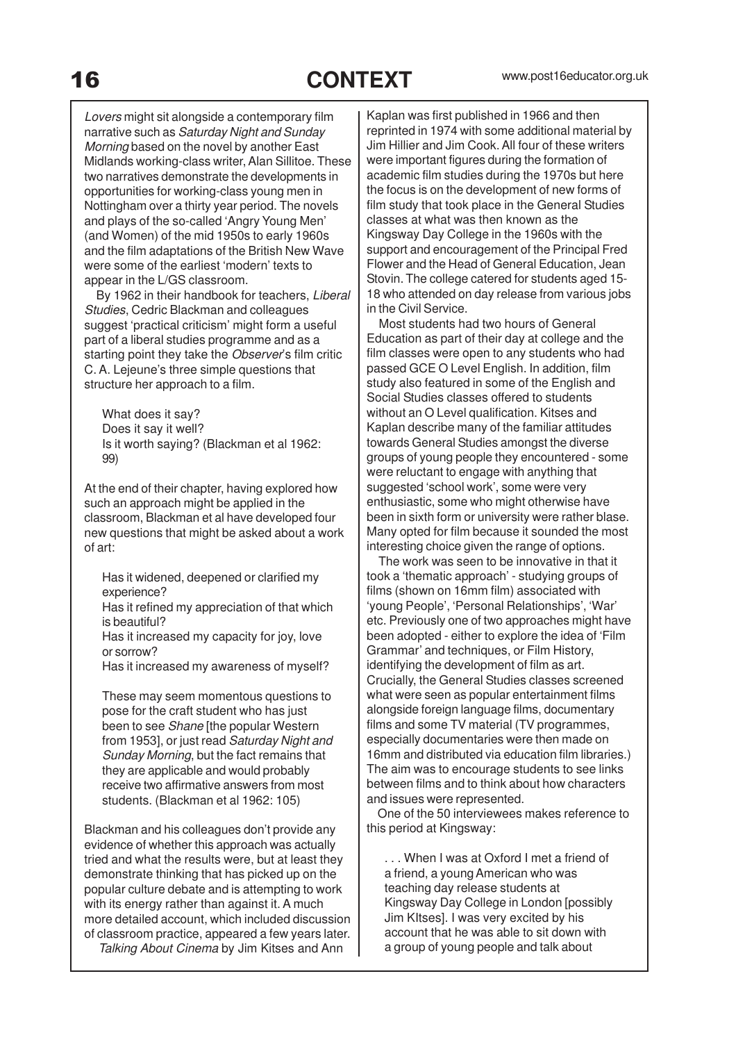*Lovers* might sit alongside a contemporary film narrative such as *Saturday Night and Sunday Morning* based on the novel by another East Midlands working-class writer, Alan Sillitoe. These two narratives demonstrate the developments in opportunities for working-class young men in Nottingham over a thirty year period. The novels and plays of the so-called 'Angry Young Men' (and Women) of the mid 1950s to early 1960s and the film adaptations of the British New Wave were some of the earliest 'modern' texts to appear in the L/GS classroom.

By 1962 in their handbook for teachers, *Liberal Studies*, Cedric Blackman and colleagues suggest 'practical criticism' might form a useful part of a liberal studies programme and as a starting point they take the *Observer*'s film critic C. A. Lejeune's three simple questions that structure her approach to a film.

> What does it say?
> Does it say it well?
> Is it worth saying? (Blackman et al 1962: 99)

At the end of their chapter, having explored how such an approach might be applied in the classroom, Blackman et al have developed four new questions that might be asked about a work of art:

> Has it widened, deepened or clarified my experience?
> Has it refined my appreciation of that which is beautiful?
> Has it increased my capacity for joy, love or sorrow?
> Has it increased my awareness of myself?
>
> These may seem momentous questions to pose for the craft student who has just been to see *Shane* [the popular Western from 1953], or just read *Saturday Night and Sunday Morning*, but the fact remains that they are applicable and would probably receive two affirmative answers from most students. (Blackman et al 1962: 105)

Blackman and his colleagues don't provide any evidence of whether this approach was actually tried and what the results were, but at least they demonstrate thinking that has picked up on the popular culture debate and is attempting to work with its energy rather than against it. A much more detailed account, which included discussion of classroom practice, appeared a few years later.

*Talking About Cinema* by Jim Kitses and Ann Kaplan was first published in 1966 and then reprinted in 1974 with some additional material by Jim Hillier and Jim Cook. All four of these writers were important figures during the formation of academic film studies during the 1970s but here the focus is on the development of new forms of film study that took place in the General Studies classes at what was then known as the Kingsway Day College in the 1960s with the support and encouragement of the Principal Fred Flower and the Head of General Education, Jean Stovin. The college catered for students aged 15-18 who attended on day release from various jobs in the Civil Service.

Most students had two hours of General Education as part of their day at college and the film classes were open to any students who had passed GCE O Level English. In addition, film study also featured in some of the English and Social Studies classes offered to students without an O Level qualification. Kitses and Kaplan describe many of the familiar attitudes towards General Studies amongst the diverse groups of young people they encountered - some were reluctant to engage with anything that suggested 'school work', some were very enthusiastic, some who might otherwise have been in sixth form or university were rather blase. Many opted for film because it sounded the most interesting choice given the range of options.

The work was seen to be innovative in that it took a 'thematic approach' - studying groups of films (shown on 16mm film) associated with 'young People', 'Personal Relationships', 'War' etc. Previously one of two approaches might have been adopted - either to explore the idea of 'Film Grammar' and techniques, or Film History, identifying the development of film as art. Crucially, the General Studies classes screened what were seen as popular entertainment films alongside foreign language films, documentary films and some TV material (TV programmes, especially documentaries were then made on 16mm and distributed via education film libraries.) The aim was to encourage students to see links between films and to think about how characters and issues were represented.

One of the 50 interviewees makes reference to this period at Kingsway:

> . . . When I was at Oxford I met a friend of a friend, a young American who was teaching day release students at Kingsway Day College in London [possibly Jim KItses]. I was very excited by his account that he was able to sit down with a group of young people and talk about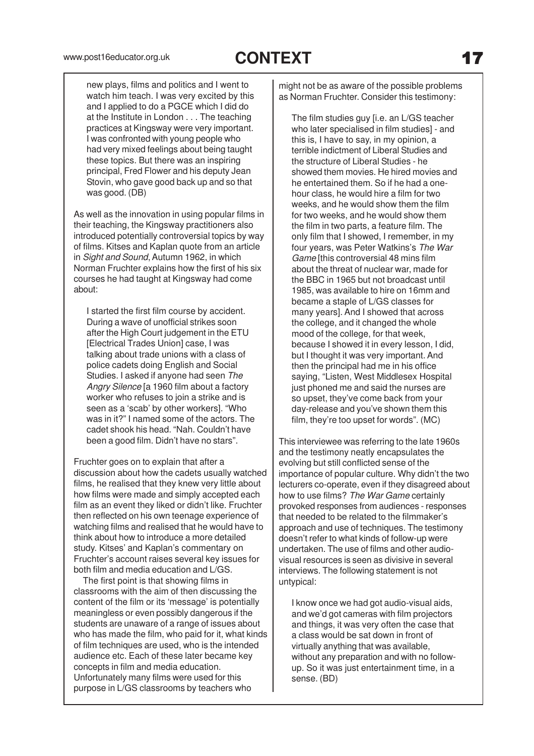new plays, films and politics and I went to watch him teach. I was very excited by this and I applied to do a PGCE which I did do at the Institute in London . . . The teaching practices at Kingsway were very important. I was confronted with young people who had very mixed feelings about being taught these topics. But there was an inspiring principal, Fred Flower and his deputy Jean Stovin, who gave good back up and so that was good. (DB)

As well as the innovation in using popular films in their teaching, the Kingsway practitioners also introduced potentially controversial topics by way of films. Kitses and Kaplan quote from an article in *Sight and Sound*, Autumn 1962, in which Norman Fruchter explains how the first of his six courses he had taught at Kingsway had come about:

> I started the first film course by accident. During a wave of unofficial strikes soon after the High Court judgement in the ETU [Electrical Trades Union] case, I was talking about trade unions with a class of police cadets doing English and Social Studies. I asked if anyone had seen *The Angry Silence* [a 1960 film about a factory worker who refuses to join a strike and is seen as a 'scab' by other workers]. "Who was in it?" I named some of the actors. The cadet shook his head. "Nah. Couldn't have been a good film. Didn't have no stars".

Fruchter goes on to explain that after a discussion about how the cadets usually watched films, he realised that they knew very little about how films were made and simply accepted each film as an event they liked or didn't like. Fruchter then reflected on his own teenage experience of watching films and realised that he would have to think about how to introduce a more detailed study. Kitses' and Kaplan's commentary on Fruchter's account raises several key issues for both film and media education and L/GS.

The first point is that showing films in classrooms with the aim of then discussing the content of the film or its 'message' is potentially meaningless or even possibly dangerous if the students are unaware of a range of issues about who has made the film, who paid for it, what kinds of film techniques are used, who is the intended audience etc. Each of these later became key concepts in film and media education. Unfortunately many films were used for this purpose in L/GS classrooms by teachers who might not be as aware of the possible problems as Norman Fruchter. Consider this testimony:

> The film studies guy [i.e. an L/GS teacher who later specialised in film studies] - and this is, I have to say, in my opinion, a terrible indictment of Liberal Studies and the structure of Liberal Studies - he showed them movies. He hired movies and he entertained them. So if he had a one-hour class, he would hire a film for two weeks, and he would show them the film for two weeks, and he would show them the film in two parts, a feature film. The only film that I showed, I remember, in my four years, was Peter Watkins's *The War Game* [this controversial 48 mins film about the threat of nuclear war, made for the BBC in 1965 but not broadcast until 1985, was available to hire on 16mm and became a staple of L/GS classes for many years]. And I showed that across the college, and it changed the whole mood of the college, for that week, because I showed it in every lesson, I did, but I thought it was very important. And then the principal had me in his office saying, "Listen, West Middlesex Hospital just phoned me and said the nurses are so upset, they've come back from your day-release and you've shown them this film, they're too upset for words". (MC)

This interviewee was referring to the late 1960s and the testimony neatly encapsulates the evolving but still conflicted sense of the importance of popular culture. Why didn't the two lecturers co-operate, even if they disagreed about how to use films? *The War Game* certainly provoked responses from audiences - responses that needed to be related to the filmmaker's approach and use of techniques. The testimony doesn't refer to what kinds of follow-up were undertaken. The use of films and other audio-visual resources is seen as divisive in several interviews. The following statement is not untypical:

> I know once we had got audio-visual aids, and we'd got cameras with film projectors and things, it was very often the case that a class would be sat down in front of virtually anything that was available, without any preparation and with no follow-up. So it was just entertainment time, in a sense. (BD)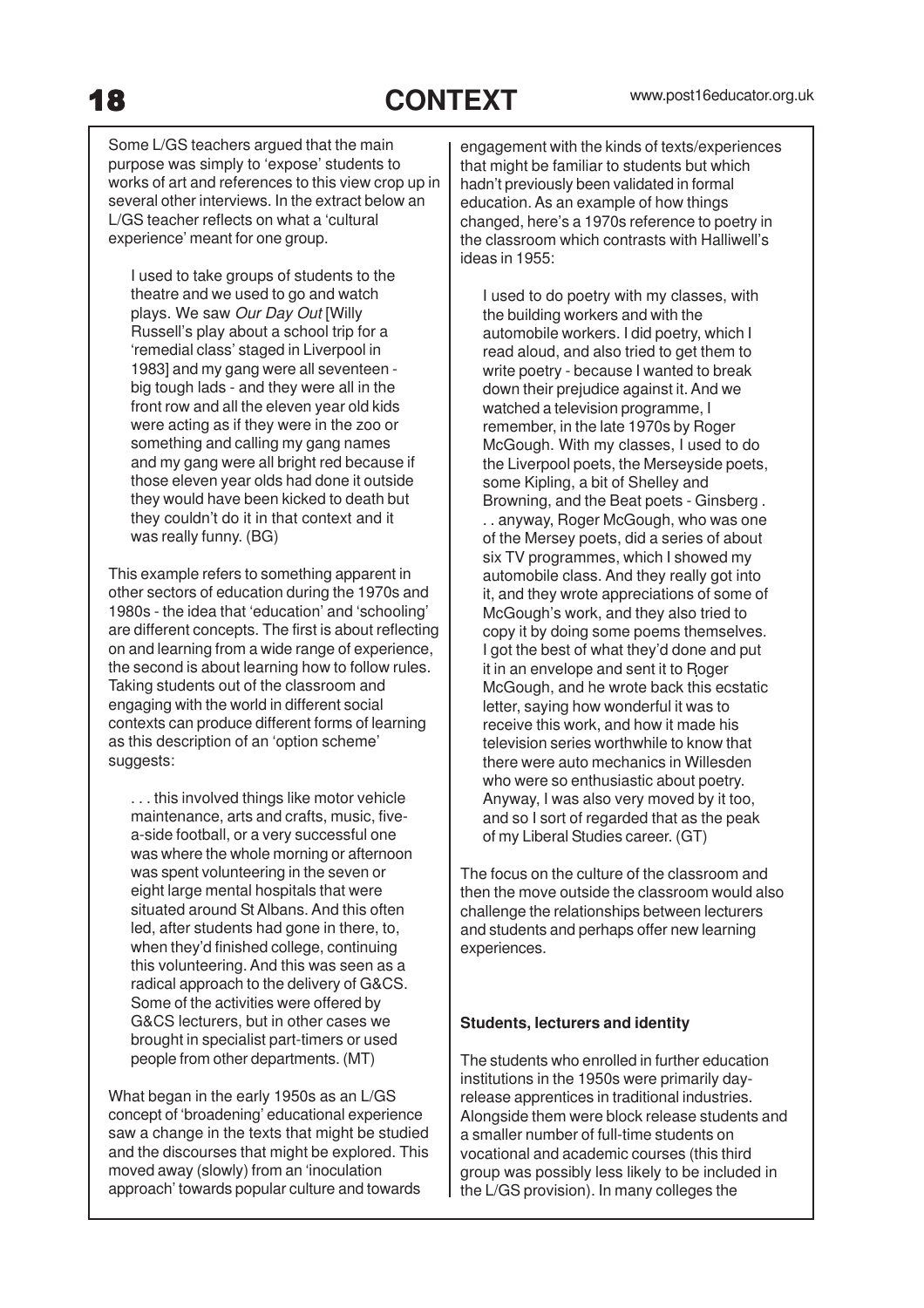Some L/GS teachers argued that the main purpose was simply to 'expose' students to works of art and references to this view crop up in several other interviews. In the extract below an L/GS teacher reflects on what a 'cultural experience' meant for one group.

> I used to take groups of students to the theatre and we used to go and watch plays. We saw *Our Day Out* [Willy Russell's play about a school trip for a 'remedial class' staged in Liverpool in 1983] and my gang were all seventeen - big tough lads - and they were all in the front row and all the eleven year old kids were acting as if they were in the zoo or something and calling my gang names and my gang were all bright red because if those eleven year olds had done it outside they would have been kicked to death but they couldn't do it in that context and it was really funny. (BG)

This example refers to something apparent in other sectors of education during the 1970s and 1980s - the idea that 'education' and 'schooling' are different concepts. The first is about reflecting on and learning from a wide range of experience, the second is about learning how to follow rules. Taking students out of the classroom and engaging with the world in different social contexts can produce different forms of learning as this description of an 'option scheme' suggests:

> . . . this involved things like motor vehicle maintenance, arts and crafts, music, five-a-side football, or a very successful one was where the whole morning or afternoon was spent volunteering in the seven or eight large mental hospitals that were situated around St Albans. And this often led, after students had gone in there, to, when they'd finished college, continuing this volunteering. And this was seen as a radical approach to the delivery of G&CS. Some of the activities were offered by G&CS lecturers, but in other cases we brought in specialist part-timers or used people from other departments. (MT)

What began in the early 1950s as an L/GS concept of 'broadening' educational experience saw a change in the texts that might be studied and the discourses that might be explored. This moved away (slowly) from an 'inoculation approach' towards popular culture and towards engagement with the kinds of texts/experiences that might be familiar to students but which hadn't previously been validated in formal education. As an example of how things changed, here's a 1970s reference to poetry in the classroom which contrasts with Halliwell's ideas in 1955:

> I used to do poetry with my classes, with the building workers and with the automobile workers. I did poetry, which I read aloud, and also tried to get them to write poetry - because I wanted to break down their prejudice against it. And we watched a television programme, I remember, in the late 1970s by Roger McGough. With my classes, I used to do the Liverpool poets, the Merseyside poets, some Kipling, a bit of Shelley and Browning, and the Beat poets - Ginsberg . . . anyway, Roger McGough, who was one of the Mersey poets, did a series of about six TV programmes, which I showed my automobile class. And they really got into it, and they wrote appreciations of some of McGough's work, and they also tried to copy it by doing some poems themselves. I got the best of what they'd done and put it in an envelope and sent it to Roger McGough, and he wrote back this ecstatic letter, saying how wonderful it was to receive this work, and how it made his television series worthwhile to know that there were auto mechanics in Willesden who were so enthusiastic about poetry. Anyway, I was also very moved by it too, and so I sort of regarded that as the peak of my Liberal Studies career. (GT)

The focus on the culture of the classroom and then the move outside the classroom would also challenge the relationships between lecturers and students and perhaps offer new learning experiences.

### Students, lecturers and identity

The students who enrolled in further education institutions in the 1950s were primarily day-release apprentices in traditional industries. Alongside them were block release students and a smaller number of full-time students on vocational and academic courses (this third group was possibly less likely to be included in the L/GS provision). In many colleges the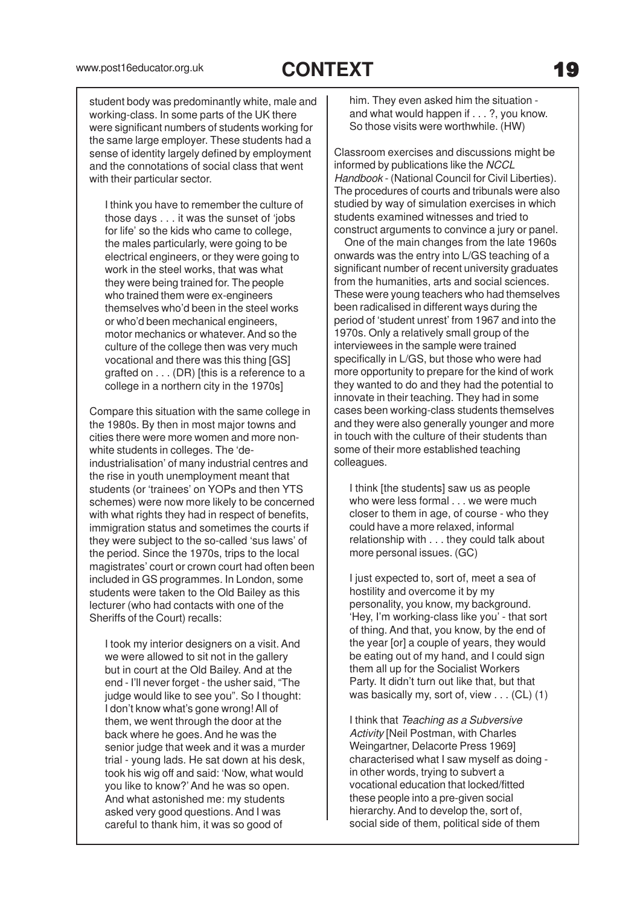student body was predominantly white, male and working-class. In some parts of the UK there were significant numbers of students working for the same large employer. These students had a sense of identity largely defined by employment and the connotations of social class that went with their particular sector.

> I think you have to remember the culture of those days . . . it was the sunset of 'jobs for life' so the kids who came to college, the males particularly, were going to be electrical engineers, or they were going to work in the steel works, that was what they were being trained for. The people who trained them were ex-engineers themselves who'd been in the steel works or who'd been mechanical engineers, motor mechanics or whatever. And so the culture of the college then was very much vocational and there was this thing [GS] grafted on . . . (DR) [this is a reference to a college in a northern city in the 1970s]

Compare this situation with the same college in the 1980s. By then in most major towns and cities there were more women and more non-white students in colleges. The 'de-industrialisation' of many industrial centres and the rise in youth unemployment meant that students (or 'trainees' on YOPs and then YTS schemes) were now more likely to be concerned with what rights they had in respect of benefits, immigration status and sometimes the courts if they were subject to the so-called 'sus laws' of the period. Since the 1970s, trips to the local magistrates' court or crown court had often been included in GS programmes. In London, some students were taken to the Old Bailey as this lecturer (who had contacts with one of the Sheriffs of the Court) recalls:

> I took my interior designers on a visit. And we were allowed to sit not in the gallery but in court at the Old Bailey. And at the end - I'll never forget - the usher said, "The judge would like to see you". So I thought: I don't know what's gone wrong! All of them, we went through the door at the back where he goes. And he was the senior judge that week and it was a murder trial - young lads. He sat down at his desk, took his wig off and said: 'Now, what would you like to know?' And he was so open. And what astonished me: my students asked very good questions. And I was careful to thank him, it was so good of him. They even asked him the situation - and what would happen if . . . ?, you know. So those visits were worthwhile. (HW)

Classroom exercises and discussions might be informed by publications like the *NCCL Handbook* - (National Council for Civil Liberties). The procedures of courts and tribunals were also studied by way of simulation exercises in which students examined witnesses and tried to construct arguments to convince a jury or panel.

One of the main changes from the late 1960s onwards was the entry into L/GS teaching of a significant number of recent university graduates from the humanities, arts and social sciences. These were young teachers who had themselves been radicalised in different ways during the period of 'student unrest' from 1967 and into the 1970s. Only a relatively small group of the interviewees in the sample were trained specifically in L/GS, but those who were had more opportunity to prepare for the kind of work they wanted to do and they had the potential to innovate in their teaching. They had in some cases been working-class students themselves and they were also generally younger and more in touch with the culture of their students than some of their more established teaching colleagues.

> I think [the students] saw us as people who were less formal . . . we were much closer to them in age, of course - who they could have a more relaxed, informal relationship with . . . they could talk about more personal issues. (GC)

> I just expected to, sort of, meet a sea of hostility and overcome it by my personality, you know, my background. 'Hey, I'm working-class like you' - that sort of thing. And that, you know, by the end of the year [or] a couple of years, they would be eating out of my hand, and I could sign them all up for the Socialist Workers Party. It didn't turn out like that, but that was basically my, sort of, view . . . (CL) (1)

> I think that *Teaching as a Subversive Activity* [Neil Postman, with Charles Weingartner, Delacorte Press 1969] characterised what I saw myself as doing - in other words, trying to subvert a vocational education that locked/fitted these people into a pre-given social hierarchy. And to develop the, sort of, social side of them, political side of them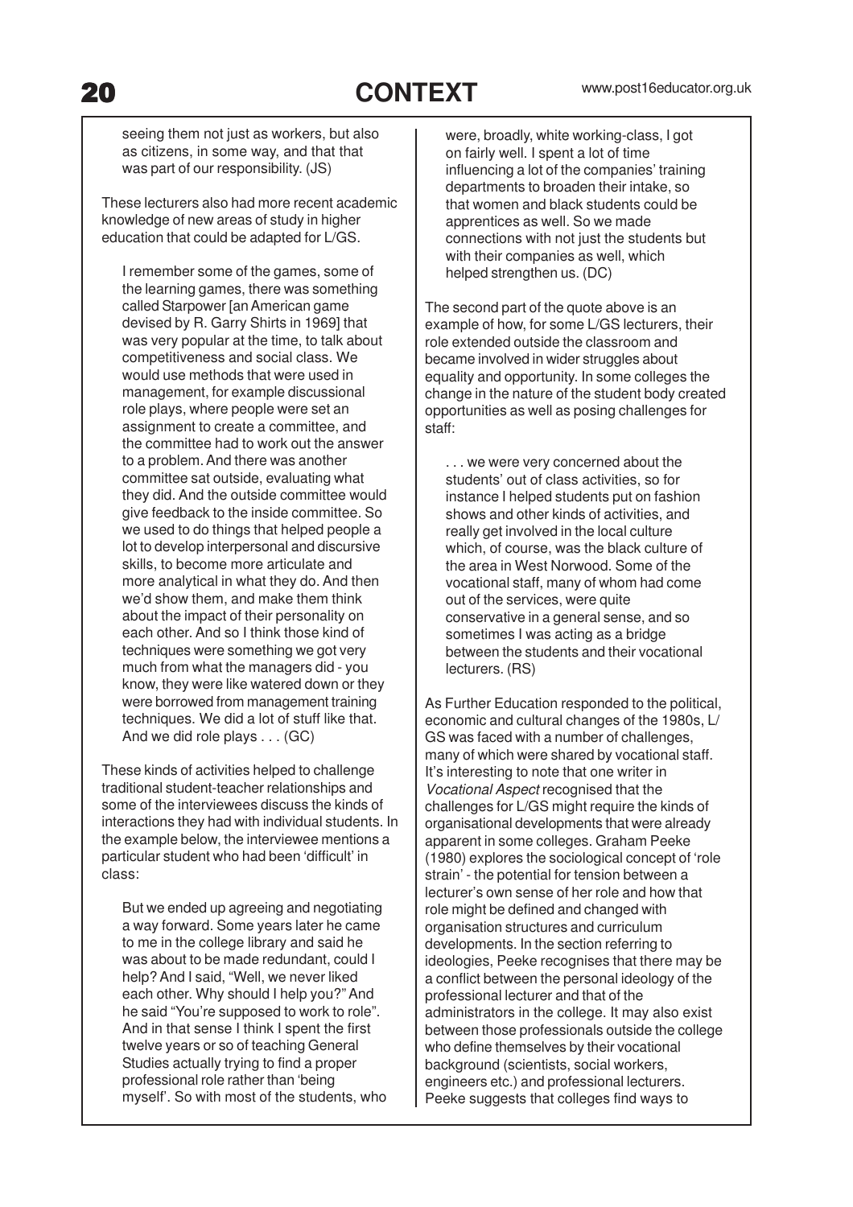seeing them not just as workers, but also as citizens, in some way, and that that was part of our responsibility. (JS)

These lecturers also had more recent academic knowledge of new areas of study in higher education that could be adapted for L/GS.

> I remember some of the games, some of the learning games, there was something called Starpower [an American game devised by R. Garry Shirts in 1969] that was very popular at the time, to talk about competitiveness and social class. We would use methods that were used in management, for example discussional role plays, where people were set an assignment to create a committee, and the committee had to work out the answer to a problem. And there was another committee sat outside, evaluating what they did. And the outside committee would give feedback to the inside committee. So we used to do things that helped people a lot to develop interpersonal and discursive skills, to become more articulate and more analytical in what they do. And then we'd show them, and make them think about the impact of their personality on each other. And so I think those kind of techniques were something we got very much from what the managers did - you know, they were like watered down or they were borrowed from management training techniques. We did a lot of stuff like that. And we did role plays . . . (GC)

These kinds of activities helped to challenge traditional student-teacher relationships and some of the interviewees discuss the kinds of interactions they had with individual students. In the example below, the interviewee mentions a particular student who had been 'difficult' in class:

> But we ended up agreeing and negotiating a way forward. Some years later he came to me in the college library and said he was about to be made redundant, could I help? And I said, "Well, we never liked each other. Why should I help you?" And he said "You're supposed to work to role". And in that sense I think I spent the first twelve years or so of teaching General Studies actually trying to find a proper professional role rather than 'being myself'. So with most of the students, who were, broadly, white working-class, I got on fairly well. I spent a lot of time influencing a lot of the companies' training departments to broaden their intake, so that women and black students could be apprentices as well. So we made connections with not just the students but with their companies as well, which helped strengthen us. (DC)

The second part of the quote above is an example of how, for some L/GS lecturers, their role extended outside the classroom and became involved in wider struggles about equality and opportunity. In some colleges the change in the nature of the student body created opportunities as well as posing challenges for staff:

> . . . we were very concerned about the students' out of class activities, so for instance I helped students put on fashion shows and other kinds of activities, and really get involved in the local culture which, of course, was the black culture of the area in West Norwood. Some of the vocational staff, many of whom had come out of the services, were quite conservative in a general sense, and so sometimes I was acting as a bridge between the students and their vocational lecturers. (RS)

As Further Education responded to the political, economic and cultural changes of the 1980s, L/GS was faced with a number of challenges, many of which were shared by vocational staff. It's interesting to note that one writer in *Vocational Aspect* recognised that the challenges for L/GS might require the kinds of organisational developments that were already apparent in some colleges. Graham Peeke (1980) explores the sociological concept of 'role strain' - the potential for tension between a lecturer's own sense of her role and how that role might be defined and changed with organisation structures and curriculum developments. In the section referring to ideologies, Peeke recognises that there may be a conflict between the personal ideology of the professional lecturer and that of the administrators in the college. It may also exist between those professionals outside the college who define themselves by their vocational background (scientists, social workers, engineers etc.) and professional lecturers. Peeke suggests that colleges find ways to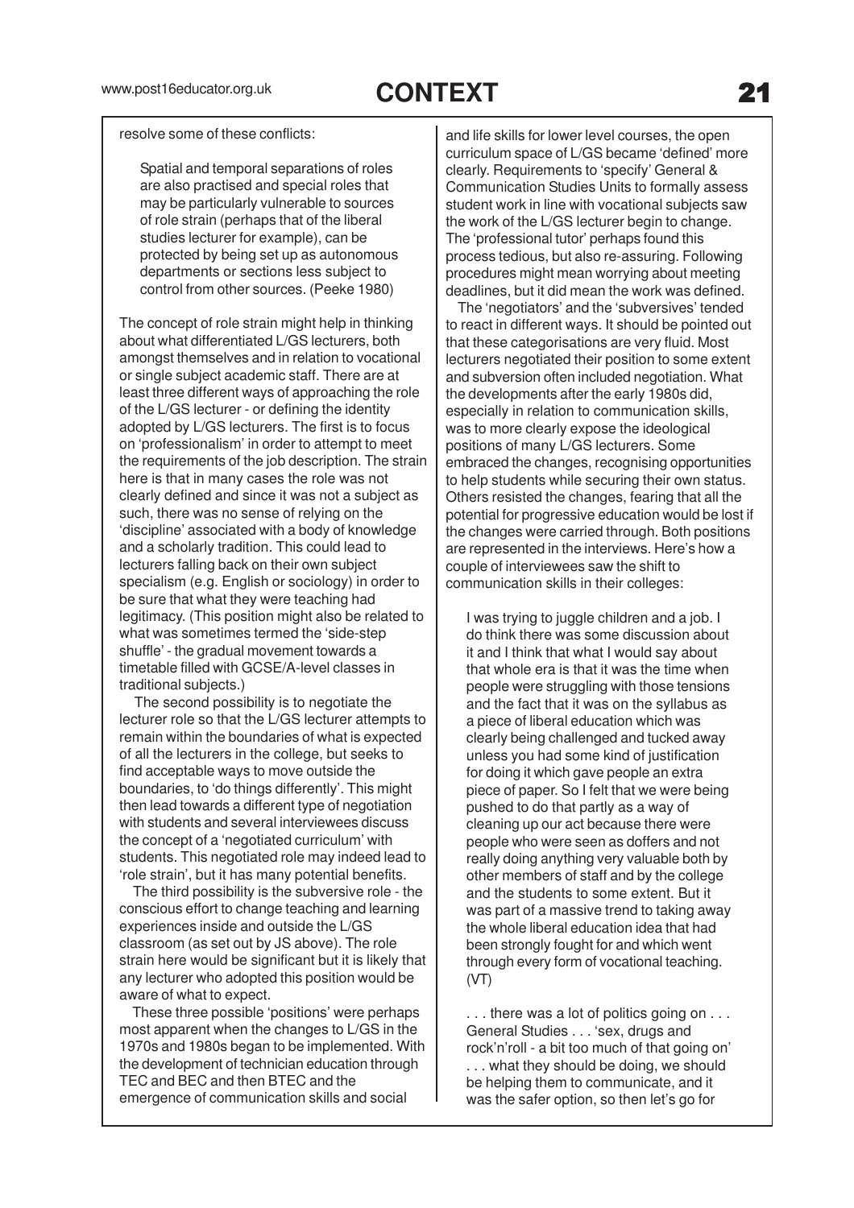resolve some of these conflicts:

> Spatial and temporal separations of roles are also practised and special roles that may be particularly vulnerable to sources of role strain (perhaps that of the liberal studies lecturer for example), can be protected by being set up as autonomous departments or sections less subject to control from other sources. (Peeke 1980)

The concept of role strain might help in thinking about what differentiated L/GS lecturers, both amongst themselves and in relation to vocational or single subject academic staff. There are at least three different ways of approaching the role of the L/GS lecturer - or defining the identity adopted by L/GS lecturers. The first is to focus on 'professionalism' in order to attempt to meet the requirements of the job description. The strain here is that in many cases the role was not clearly defined and since it was not a subject as such, there was no sense of relying on the 'discipline' associated with a body of knowledge and a scholarly tradition. This could lead to lecturers falling back on their own subject specialism (e.g. English or sociology) in order to be sure that what they were teaching had legitimacy. (This position might also be related to what was sometimes termed the 'side-step shuffle' - the gradual movement towards a timetable filled with GCSE/A-level classes in traditional subjects.)

The second possibility is to negotiate the lecturer role so that the L/GS lecturer attempts to remain within the boundaries of what is expected of all the lecturers in the college, but seeks to find acceptable ways to move outside the boundaries, to 'do things differently'. This might then lead towards a different type of negotiation with students and several interviewees discuss the concept of a 'negotiated curriculum' with students. This negotiated role may indeed lead to 'role strain', but it has many potential benefits.

The third possibility is the subversive role - the conscious effort to change teaching and learning experiences inside and outside the L/GS classroom (as set out by JS above). The role strain here would be significant but it is likely that any lecturer who adopted this position would be aware of what to expect.

These three possible 'positions' were perhaps most apparent when the changes to L/GS in the 1970s and 1980s began to be implemented. With the development of technician education through TEC and BEC and then BTEC and the emergence of communication skills and social and life skills for lower level courses, the open curriculum space of L/GS became 'defined' more clearly. Requirements to 'specify' General & Communication Studies Units to formally assess student work in line with vocational subjects saw the work of the L/GS lecturer begin to change. The 'professional tutor' perhaps found this process tedious, but also re-assuring. Following procedures might mean worrying about meeting deadlines, but it did mean the work was defined.

The 'negotiators' and the 'subversives' tended to react in different ways. It should be pointed out that these categorisations are very fluid. Most lecturers negotiated their position to some extent and subversion often included negotiation. What the developments after the early 1980s did, especially in relation to communication skills, was to more clearly expose the ideological positions of many L/GS lecturers. Some embraced the changes, recognising opportunities to help students while securing their own status. Others resisted the changes, fearing that all the potential for progressive education would be lost if the changes were carried through. Both positions are represented in the interviews. Here's how a couple of interviewees saw the shift to communication skills in their colleges:

> I was trying to juggle children and a job. I do think there was some discussion about it and I think that what I would say about that whole era is that it was the time when people were struggling with those tensions and the fact that it was on the syllabus as a piece of liberal education which was clearly being challenged and tucked away unless you had some kind of justification for doing it which gave people an extra piece of paper. So I felt that we were being pushed to do that partly as a way of cleaning up our act because there were people who were seen as doffers and not really doing anything very valuable both by other members of staff and by the college and the students to some extent. But it was part of a massive trend to taking away the whole liberal education idea that had been strongly fought for and which went through every form of vocational teaching. (VT)

> . . . there was a lot of politics going on . . . General Studies . . . 'sex, drugs and rock'n'roll - a bit too much of that going on' . . . what they should be doing, we should be helping them to communicate, and it was the safer option, so then let's go for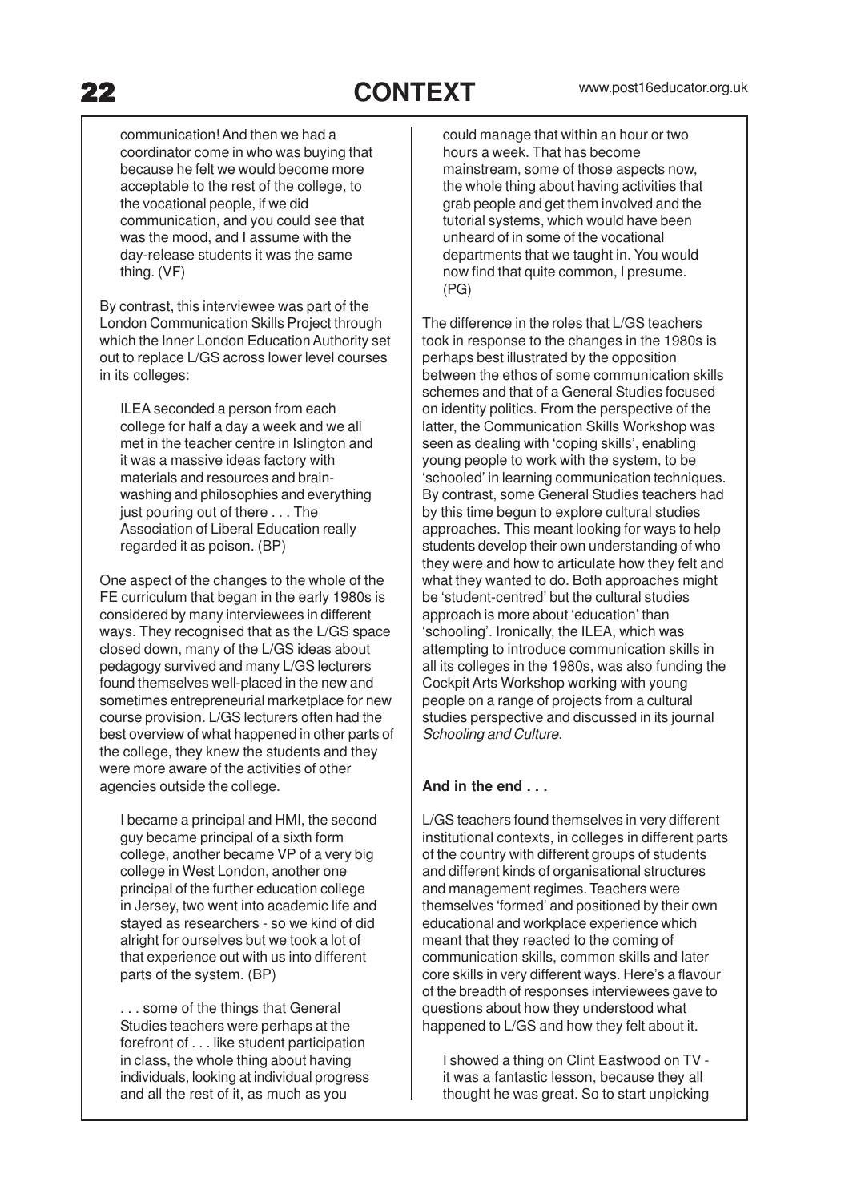communication! And then we had a coordinator come in who was buying that because he felt we would become more acceptable to the rest of the college, to the vocational people, if we did communication, and you could see that was the mood, and I assume with the day-release students it was the same thing. (VF)

By contrast, this interviewee was part of the London Communication Skills Project through which the Inner London Education Authority set out to replace L/GS across lower level courses in its colleges:

> ILEA seconded a person from each college for half a day a week and we all met in the teacher centre in Islington and it was a massive ideas factory with materials and resources and brain-washing and philosophies and everything just pouring out of there . . . The Association of Liberal Education really regarded it as poison. (BP)

One aspect of the changes to the whole of the FE curriculum that began in the early 1980s is considered by many interviewees in different ways. They recognised that as the L/GS space closed down, many of the L/GS ideas about pedagogy survived and many L/GS lecturers found themselves well-placed in the new and sometimes entrepreneurial marketplace for new course provision. L/GS lecturers often had the best overview of what happened in other parts of the college, they knew the students and they were more aware of the activities of other agencies outside the college.

> I became a principal and HMI, the second guy became principal of a sixth form college, another became VP of a very big college in West London, another one principal of the further education college in Jersey, two went into academic life and stayed as researchers - so we kind of did alright for ourselves but we took a lot of that experience out with us into different parts of the system. (BP)

> . . . some of the things that General Studies teachers were perhaps at the forefront of . . . like student participation in class, the whole thing about having individuals, looking at individual progress and all the rest of it, as much as you could manage that within an hour or two hours a week. That has become mainstream, some of those aspects now, the whole thing about having activities that grab people and get them involved and the tutorial systems, which would have been unheard of in some of the vocational departments that we taught in. You would now find that quite common, I presume. (PG)

The difference in the roles that L/GS teachers took in response to the changes in the 1980s is perhaps best illustrated by the opposition between the ethos of some communication skills schemes and that of a General Studies focused on identity politics. From the perspective of the latter, the Communication Skills Workshop was seen as dealing with 'coping skills', enabling young people to work with the system, to be 'schooled' in learning communication techniques. By contrast, some General Studies teachers had by this time begun to explore cultural studies approaches. This meant looking for ways to help students develop their own understanding of who they were and how to articulate how they felt and what they wanted to do. Both approaches might be 'student-centred' but the cultural studies approach is more about 'education' than 'schooling'. Ironically, the ILEA, which was attempting to introduce communication skills in all its colleges in the 1980s, was also funding the Cockpit Arts Workshop working with young people on a range of projects from a cultural studies perspective and discussed in its journal *Schooling and Culture*.

**And in the end . . .**

L/GS teachers found themselves in very different institutional contexts, in colleges in different parts of the country with different groups of students and different kinds of organisational structures and management regimes. Teachers were themselves 'formed' and positioned by their own educational and workplace experience which meant that they reacted to the coming of communication skills, common skills and later core skills in very different ways. Here's a flavour of the breadth of responses interviewees gave to questions about how they understood what happened to L/GS and how they felt about it.

> I showed a thing on Clint Eastwood on TV - it was a fantastic lesson, because they all thought he was great. So to start unpicking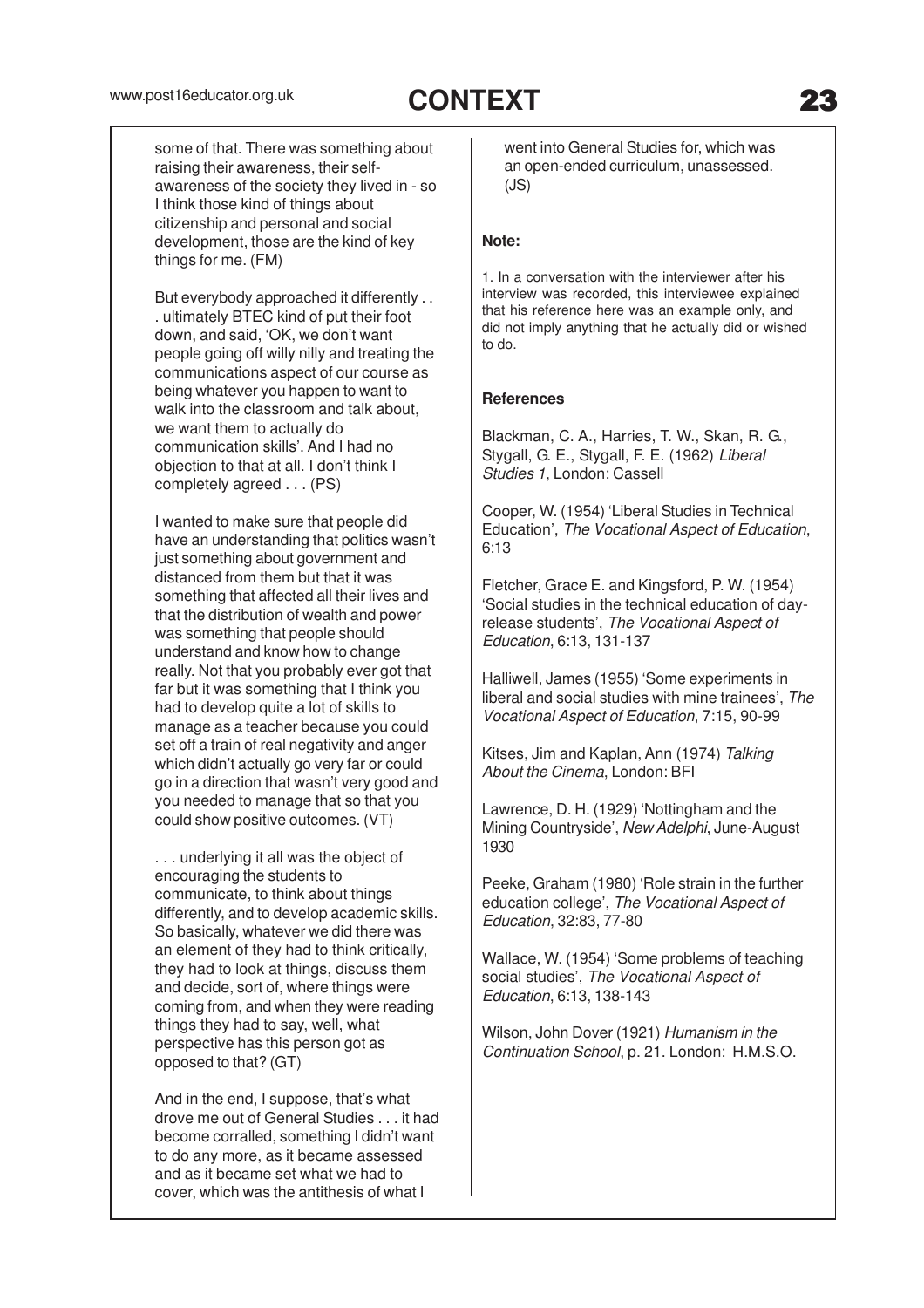some of that. There was something about raising their awareness, their self-awareness of the society they lived in - so I think those kind of things about citizenship and personal and social development, those are the kind of key things for me. (FM)

But everybody approached it differently . . . ultimately BTEC kind of put their foot down, and said, 'OK, we don't want people going off willy nilly and treating the communications aspect of our course as being whatever you happen to want to walk into the classroom and talk about, we want them to actually do communication skills'. And I had no objection to that at all. I don't think I completely agreed . . . (PS)

I wanted to make sure that people did have an understanding that politics wasn't just something about government and distanced from them but that it was something that affected all their lives and that the distribution of wealth and power was something that people should understand and know how to change really. Not that you probably ever got that far but it was something that I think you had to develop quite a lot of skills to manage as a teacher because you could set off a train of real negativity and anger which didn't actually go very far or could go in a direction that wasn't very good and you needed to manage that so that you could show positive outcomes. (VT)

. . . underlying it all was the object of encouraging the students to communicate, to think about things differently, and to develop academic skills. So basically, whatever we did there was an element of they had to think critically, they had to look at things, discuss them and decide, sort of, where things were coming from, and when they were reading things they had to say, well, what perspective has this person got as opposed to that? (GT)

And in the end, I suppose, that's what drove me out of General Studies . . . it had become corralled, something I didn't want to do any more, as it became assessed and as it became set what we had to cover, which was the antithesis of what I went into General Studies for, which was an open-ended curriculum, unassessed. (JS)

**Note:**

1. In a conversation with the interviewer after his interview was recorded, this interviewee explained that his reference here was an example only, and did not imply anything that he actually did or wished to do.

**References**

Blackman, C. A., Harries, T. W., Skan, R. G., Stygall, G. E., Stygall, F. E. (1962) *Liberal Studies 1*, London: Cassell

Cooper, W. (1954) 'Liberal Studies in Technical Education', *The Vocational Aspect of Education*, 6:13

Fletcher, Grace E. and Kingsford, P. W. (1954) 'Social studies in the technical education of day-release students', *The Vocational Aspect of Education*, 6:13, 131-137

Halliwell, James (1955) 'Some experiments in liberal and social studies with mine trainees', *The Vocational Aspect of Education*, 7:15, 90-99

Kitses, Jim and Kaplan, Ann (1974) *Talking About the Cinema*, London: BFI

Lawrence, D. H. (1929) 'Nottingham and the Mining Countryside', *New Adelphi*, June-August 1930

Peeke, Graham (1980) 'Role strain in the further education college', *The Vocational Aspect of Education*, 32:83, 77-80

Wallace, W. (1954) 'Some problems of teaching social studies', *The Vocational Aspect of Education*, 6:13, 138-143

Wilson, John Dover (1921) *Humanism in the Continuation School*, p. 21. London: H.M.S.O.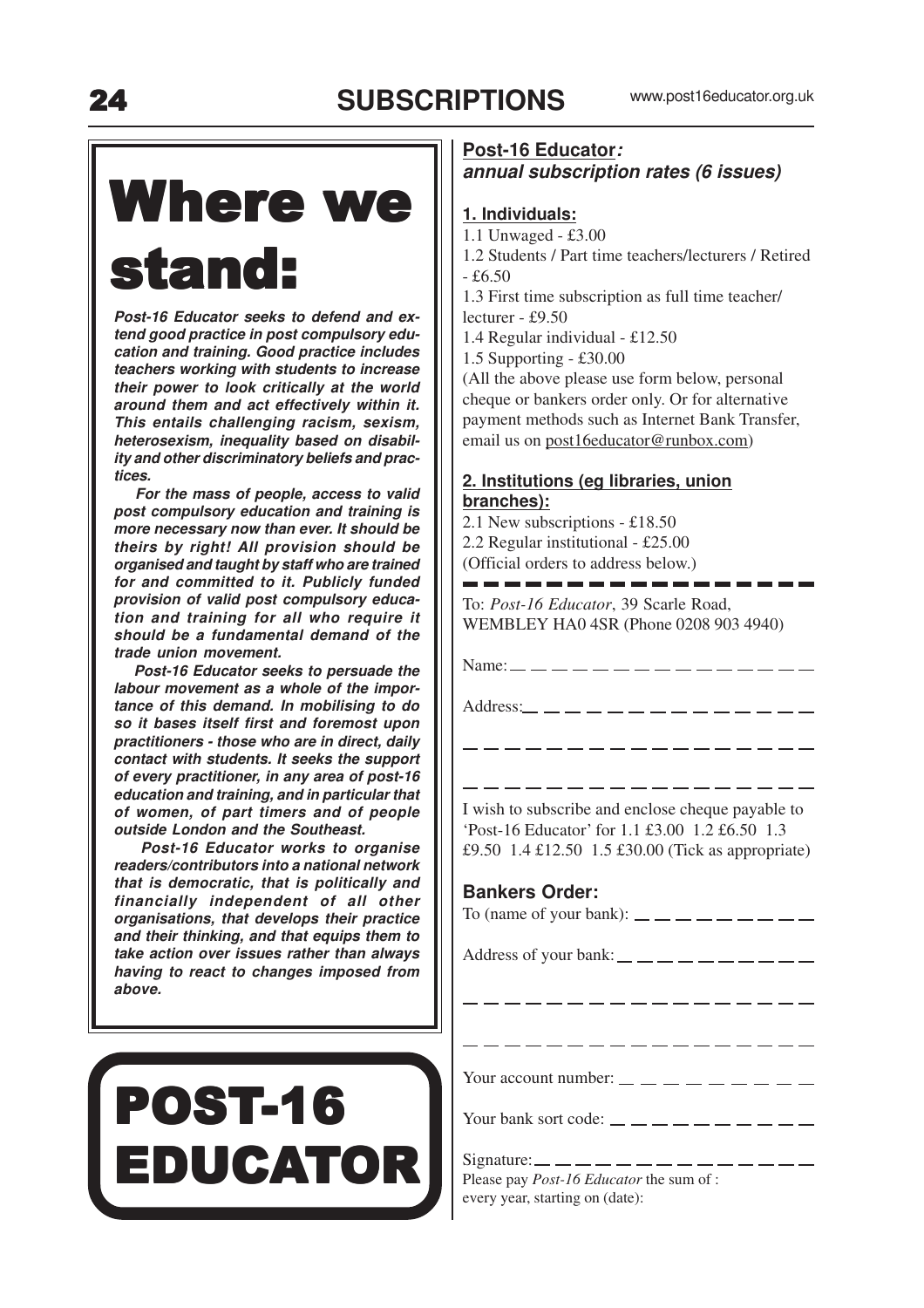# Where we stand:

***Post-16 Educator seeks to defend and extend good practice in post compulsory education and training. Good practice includes teachers working with students to increase their power to look critically at the world around them and act effectively within it. This entails challenging racism, sexism, heterosexism, inequality based on disability and other discriminatory beliefs and practices.***

***For the mass of people, access to valid post compulsory education and training is more necessary now than ever. It should be theirs by right! All provision should be organised and taught by staff who are trained for and committed to it. Publicly funded provision of valid post compulsory education and training for all who require it should be a fundamental demand of the trade union movement.***

***Post-16 Educator seeks to persuade the labour movement as a whole of the importance of this demand. In mobilising to do so it bases itself first and foremost upon practitioners - those who are in direct, daily contact with students. It seeks the support of every practitioner, in any area of post-16 education and training, and in particular that of women, of part timers and of people outside London and the Southeast.***

***Post-16 Educator works to organise readers/contributors into a national network that is democratic, that is politically and financially independent of all other organisations, that develops their practice and their thinking, and that equips them to take action over issues rather than always having to react to changes imposed from above.***

# POST-16 EDUCATOR

## Post-16 Educator: *annual subscription rates (6 issues)*

### 1. Individuals:

1.1 Unwaged - £3.00
1.2 Students / Part time teachers/lecturers / Retired - £6.50
1.3 First time subscription as full time teacher/ lecturer - £9.50
1.4 Regular individual - £12.50
1.5 Supporting - £30.00
(All the above please use form below, personal cheque or bankers order only. Or for alternative payment methods such as Internet Bank Transfer, email us on post16educator@runbox.com)

### 2. Institutions (eg libraries, union branches):

2.1 New subscriptions - £18.50
2.2 Regular institutional - £25.00
(Official orders to address below.)

---

To: *Post-16 Educator*, 39 Scarle Road, WEMBLEY HA0 4SR (Phone 0208 903 4940)

Name: \_\_\_\_\_\_\_\_\_\_\_\_\_\_\_\_

Address: \_\_\_\_\_\_\_\_\_\_\_\_\_\_\_\_

\_\_\_\_\_\_\_\_\_\_\_\_\_\_\_\_

\_\_\_\_\_\_\_\_\_\_\_\_\_\_\_\_

I wish to subscribe and enclose cheque payable to 'Post-16 Educator' for 1.1 £3.00 1.2 £6.50 1.3 £9.50 1.4 £12.50 1.5 £30.00 (Tick as appropriate)

### Bankers Order:

To (name of your bank): \_\_\_\_\_\_\_\_\_\_\_\_\_\_\_\_

Address of your bank: \_\_\_\_\_\_\_\_\_\_\_\_\_\_\_\_

\_\_\_\_\_\_\_\_\_\_\_\_\_\_\_\_

\_\_\_\_\_\_\_\_\_\_\_\_\_\_\_\_

Your account number: \_\_\_\_\_\_\_\_\_\_\_\_\_\_\_\_

Your bank sort code: \_\_\_\_\_\_\_\_\_\_\_\_\_\_\_\_

Signature: \_\_\_\_\_\_\_\_\_\_\_\_\_\_\_\_

Please pay *Post-16 Educator* the sum of :
every year, starting on (date):